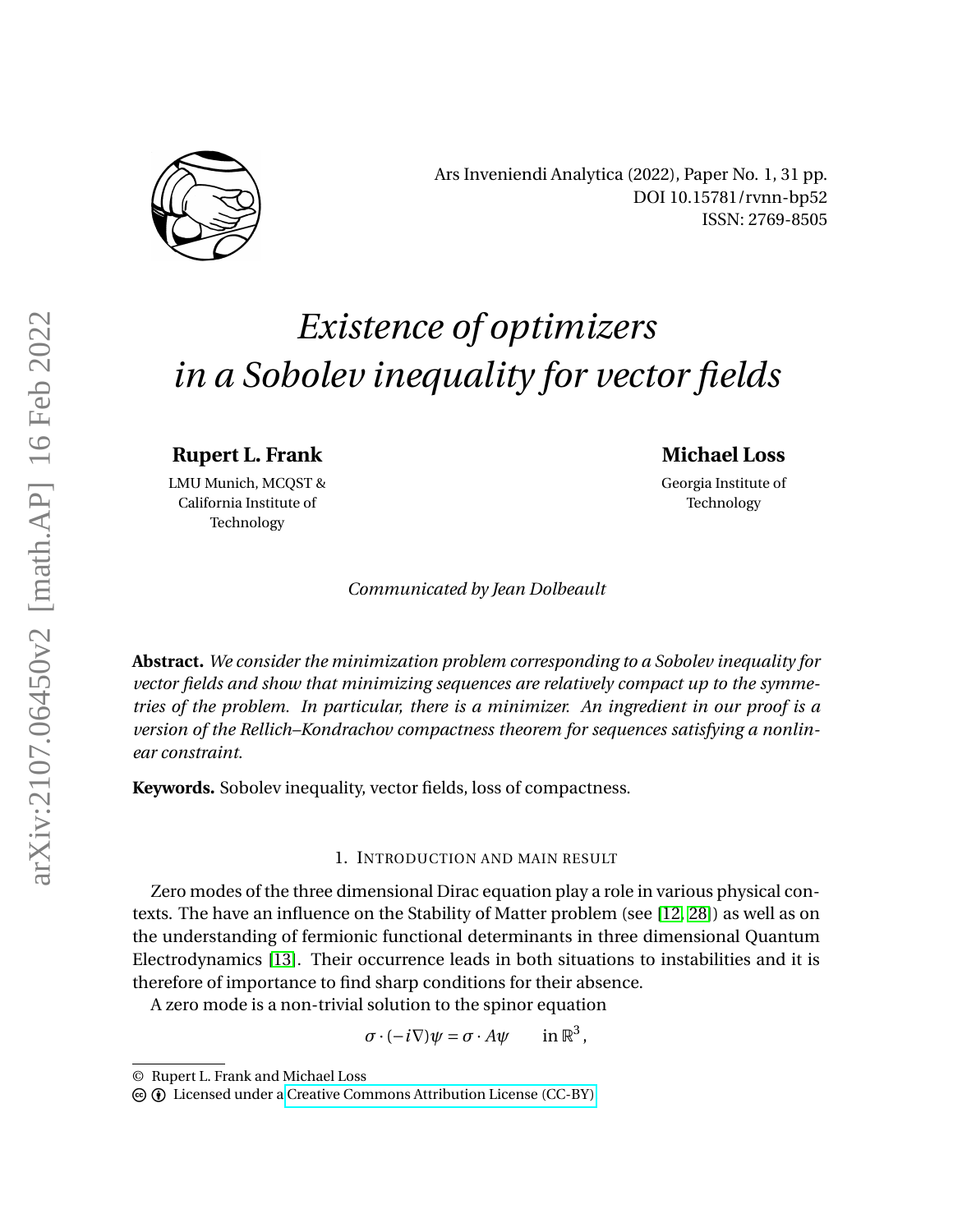Ars Inveniendi Analytica (2022), Paper No. 1, 31 pp.
DOI 10.15781/rvnn-bp52
ISSN: 2769-8505

# *Existence of optimizers in a Sobolev inequality for vector fields*

**Rupert L. Frank**
LMU Munich, MCQST & California Institute of Technology

**Michael Loss**
Georgia Institute of Technology

*Communicated by Jean Dolbeault*

**Abstract.** *We consider the minimization problem corresponding to a Sobolev inequality for vector fields and show that minimizing sequences are relatively compact up to the symmetries of the problem. In particular, there is a minimizer. An ingredient in our proof is a version of the Rellich–Kondrachov compactness theorem for sequences satisfying a nonlinear constraint.*

**Keywords.** Sobolev inequality, vector fields, loss of compactness.

## 1. Introduction and main result

Zero modes of the three dimensional Dirac equation play a role in various physical contexts. The have an influence on the Stability of Matter problem (see [12, 28]) as well as on the understanding of fermionic functional determinants in three dimensional Quantum Electrodynamics [13]. Their occurrence leads in both situations to instabilities and it is therefore of importance to find sharp conditions for their absence.

A zero mode is a non-trivial solution to the spinor equation

$$\sigma \cdot (-i\nabla)\psi = \sigma \cdot A\psi \qquad \text{in } \mathbb{R}^3,$$

© Rupert L. Frank and Michael Loss
Licensed under a Creative Commons Attribution License (CC-BY)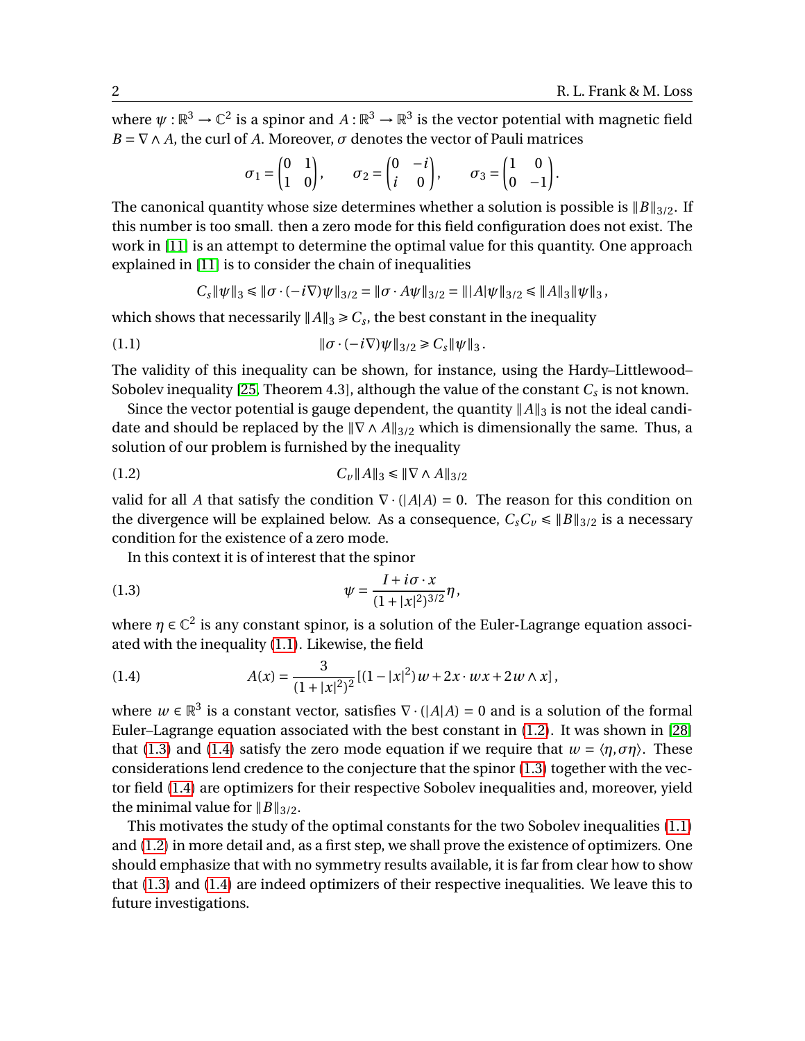where $\psi : \mathbb{R}^3 \to \mathbb{C}^2$ is a spinor and $A : \mathbb{R}^3 \to \mathbb{R}^3$ is the vector potential with magnetic field $B = \nabla \wedge A$, the curl of $A$. Moreover, $\sigma$ denotes the vector of Pauli matrices

$$\sigma_1 = \begin{pmatrix} 0 & 1 \\ 1 & 0 \end{pmatrix}, \qquad \sigma_2 = \begin{pmatrix} 0 & -i \\ i & 0 \end{pmatrix}, \qquad \sigma_3 = \begin{pmatrix} 1 & 0 \\ 0 & -1 \end{pmatrix}.$$

The canonical quantity whose size determines whether a solution is possible is $\|B\|_{3/2}$. If this number is too small. then a zero mode for this field configuration does not exist. The work in [11] is an attempt to determine the optimal value for this quantity. One approach explained in [11] is to consider the chain of inequalities

$$C_s \|\psi\|_3 \leqslant \|\sigma \cdot (-i\nabla)\psi\|_{3/2} = \|\sigma \cdot A\psi\|_{3/2} = \||A|\psi\|_{3/2} \leqslant \|A\|_3 \|\psi\|_3 ,$$

which shows that necessarily $\|A\|_3 \geqslant C_s$, the best constant in the inequality

$$\|\sigma \cdot (-i\nabla)\psi\|_{3/2} \geqslant C_s \|\psi\|_3 . \tag{1.1}$$

The validity of this inequality can be shown, for instance, using the Hardy–Littlewood–Sobolev inequality [25, Theorem 4.3], although the value of the constant $C_s$ is not known.

Since the vector potential is gauge dependent, the quantity $\|A\|_3$ is not the ideal candidate and should be replaced by the $\|\nabla \wedge A\|_{3/2}$ which is dimensionally the same. Thus, a solution of our problem is furnished by the inequality

$$C_v \|A\|_3 \leqslant \|\nabla \wedge A\|_{3/2} \tag{1.2}$$

valid for all $A$ that satisfy the condition $\nabla \cdot (|A|A) = 0$. The reason for this condition on the divergence will be explained below. As a consequence, $C_s C_v \leqslant \|B\|_{3/2}$ is a necessary condition for the existence of a zero mode.

In this context it is of interest that the spinor

$$\psi = \frac{I + i\sigma \cdot x}{(1 + |x|^2)^{3/2}} \eta , \tag{1.3}$$

where $\eta \in \mathbb{C}^2$ is any constant spinor, is a solution of the Euler-Lagrange equation associated with the inequality (1.1). Likewise, the field

$$A(x) = \frac{3}{(1 + |x|^2)^2} \left[ (1 - |x|^2) w + 2x \cdot w x + 2 w \wedge x \right] , \tag{1.4}$$

where $w \in \mathbb{R}^3$ is a constant vector, satisfies $\nabla \cdot (|A|A) = 0$ and is a solution of the formal Euler-Lagrange equation associated with the best constant in (1.2). It was shown in [28] that (1.3) and (1.4) satisfy the zero mode equation if we require that $w = \langle \eta, \sigma\eta \rangle$. These considerations lend credence to the conjecture that the spinor (1.3) together with the vector field (1.4) are optimizers for their respective Sobolev inequalities and, moreover, yield the minimal value for $\|B\|_{3/2}$.

This motivates the study of the optimal constants for the two Sobolev inequalities (1.1) and (1.2) in more detail and, as a first step, we shall prove the existence of optimizers. One should emphasize that with no symmetry results available, it is far from clear how to show that (1.3) and (1.4) are indeed optimizers of their respective inequalities. We leave this to future investigations.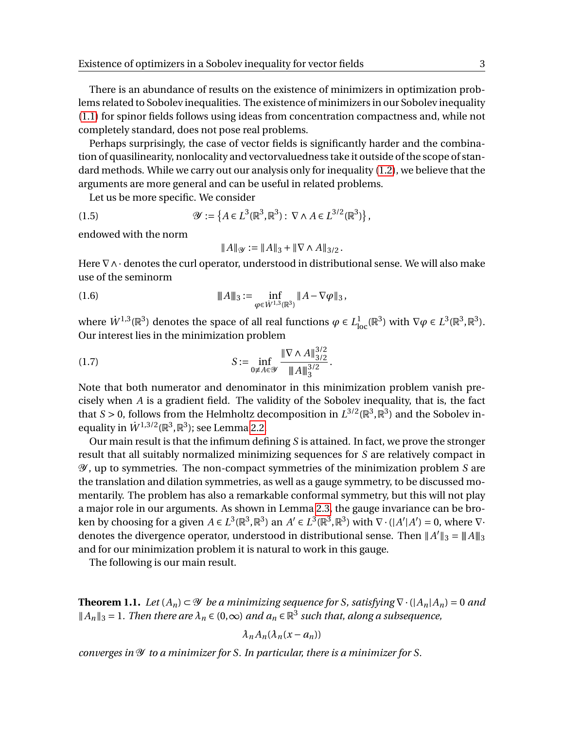There is an abundance of results on the existence of minimizers in optimization problems related to Sobolev inequalities. The existence of minimizers in our Sobolev inequality (1.1) for spinor fields follows using ideas from concentration compactness and, while not completely standard, does not pose real problems.

Perhaps surprisingly, the case of vector fields is significantly harder and the combination of quasilinearity, nonlocality and vectorvaluedness take it outside of the scope of standard methods. While we carry out our analysis only for inequality (1.2), we believe that the arguments are more general and can be useful in related problems.

Let us be more specific. We consider

$$\mathscr{Y} := \left\{ A \in L^3(\mathbb{R}^3, \mathbb{R}^3) : \nabla \wedge A \in L^{3/2}(\mathbb{R}^3) \right\}, \tag{1.5}$$

endowed with the norm

$$\|A\|_{\mathscr{Y}} := \|A\|_3 + \|\nabla \wedge A\|_{3/2}.$$

Here $\nabla \wedge \cdot$ denotes the curl operator, understood in distributional sense. We will also make use of the seminorm

$$\|\!|A|\!\|_3 := \inf_{\varphi \in \dot{W}^{1,3}(\mathbb{R}^3)} \|A - \nabla \varphi\|_3, \tag{1.6}$$

where $\dot{W}^{1,3}(\mathbb{R}^3)$ denotes the space of all real functions $\varphi \in L^1_{\rm loc}(\mathbb{R}^3)$ with $\nabla \varphi \in L^3(\mathbb{R}^3, \mathbb{R}^3)$. Our interest lies in the minimization problem

$$S := \inf_{0 \not\equiv A \in \mathscr{Y}} \frac{\|\nabla \wedge A\|_{3/2}^{3/2}}{\|\!|A|\!\|_3^{3/2}}. \tag{1.7}$$

Note that both numerator and denominator in this minimization problem vanish precisely when $A$ is a gradient field. The validity of the Sobolev inequality, that is, the fact that $S > 0$, follows from the Helmholtz decomposition in $L^{3/2}(\mathbb{R}^3, \mathbb{R}^3)$ and the Sobolev inequality in $\dot{W}^{1,3/2}(\mathbb{R}^3, \mathbb{R}^3)$; see Lemma 2.2.

Our main result is that the infimum defining $S$ is attained. In fact, we prove the stronger result that all suitably normalized minimizing sequences for $S$ are relatively compact in $\mathscr{Y}$, up to symmetries. The non-compact symmetries of the minimization problem $S$ are the translation and dilation symmetries, as well as a gauge symmetry, to be discussed momentarily. The problem has also a remarkable conformal symmetry, but this will not play a major role in our arguments. As shown in Lemma 2.3, the gauge invariance can be broken by choosing for a given $A \in L^3(\mathbb{R}^3, \mathbb{R}^3)$ an $A' \in L^3(\mathbb{R}^3, \mathbb{R}^3)$ with $\nabla \cdot (|A'|A') = 0$, where $\nabla \cdot$ denotes the divergence operator, understood in distributional sense. Then $\|A'\|_3 = \|\!|A|\!\|_3$ and for our minimization problem it is natural to work in this gauge.

The following is our main result.

**Theorem 1.1.** *Let $(A_n) \subset \mathscr{Y}$ be a minimizing sequence for $S$, satisfying $\nabla \cdot (|A_n|A_n) = 0$ and $\|A_n\|_3 = 1$. Then there are $\lambda_n \in (0, \infty)$ and $a_n \in \mathbb{R}^3$ such that, along a subsequence,*

$$\lambda_n A_n(\lambda_n(x - a_n))$$

*converges in $\mathscr{Y}$ to a minimizer for $S$. In particular, there is a minimizer for $S$.*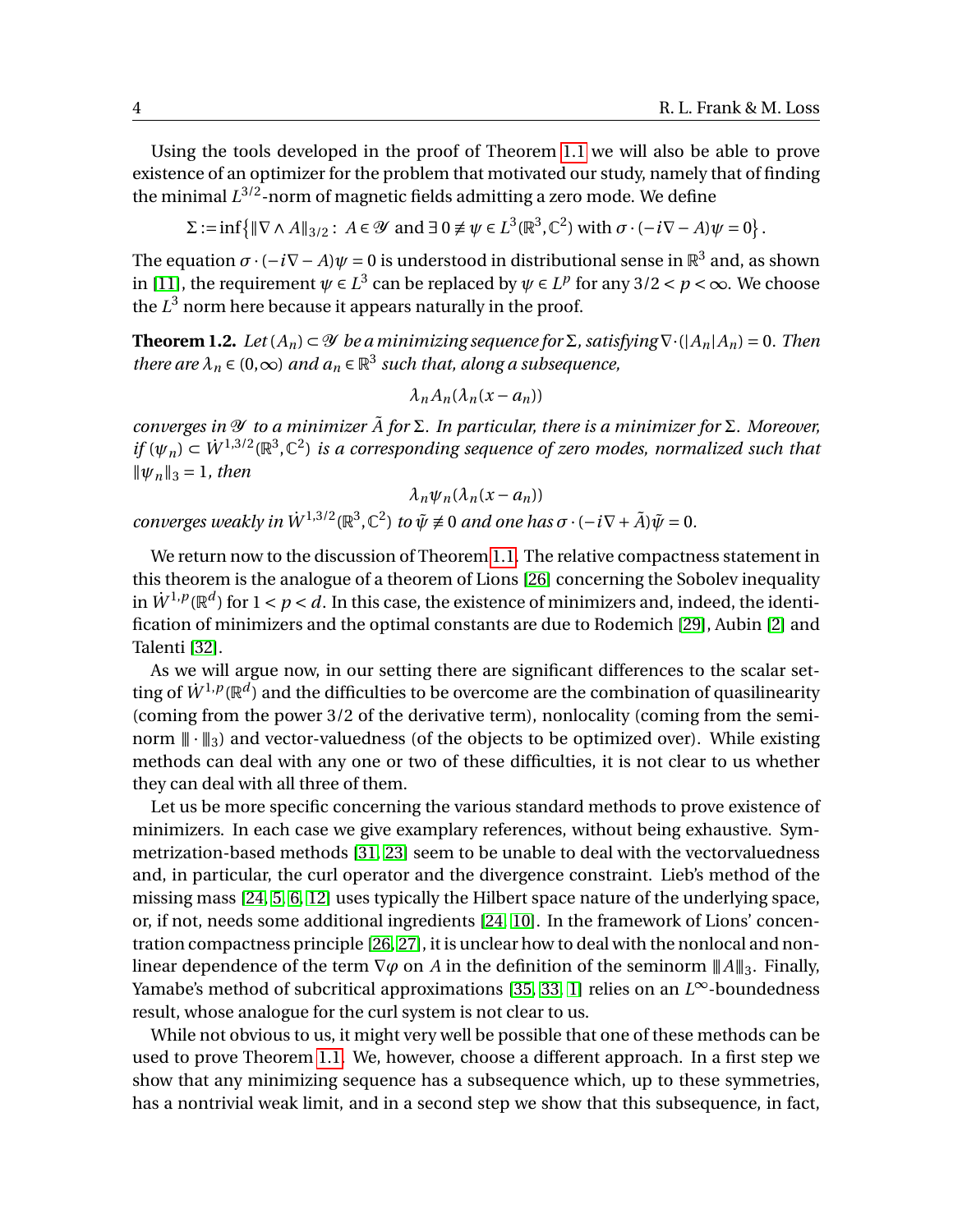Using the tools developed in the proof of Theorem 1.1 we will also be able to prove existence of an optimizer for the problem that motivated our study, namely that of finding the minimal $L^{3/2}$-norm of magnetic fields admitting a zero mode. We define

$$\Sigma := \inf\left\{\|\nabla \wedge A\|_{3/2} : \ A \in \mathscr{Y} \text{ and } \exists\, 0 \not\equiv \psi \in L^3(\mathbb{R}^3, \mathbb{C}^2) \text{ with } \sigma\cdot(-i\nabla - A)\psi = 0\right\}.$$

The equation $\sigma\cdot(-i\nabla - A)\psi = 0$ is understood in distributional sense in $\mathbb{R}^3$ and, as shown in [11], the requirement $\psi \in L^3$ can be replaced by $\psi \in L^p$ for any $3/2 < p < \infty$. We choose the $L^3$ norm here because it appears naturally in the proof.

**Theorem 1.2.** *Let $(A_n) \subset \mathscr{Y}$ be a minimizing sequence for $\Sigma$, satisfying $\nabla\cdot(|A_n|A_n) = 0$. Then there are $\lambda_n \in (0,\infty)$ and $a_n \in \mathbb{R}^3$ such that, along a subsequence,*

$$\lambda_n A_n(\lambda_n(x - a_n))$$

*converges in $\mathscr{Y}$ to a minimizer $\tilde{A}$ for $\Sigma$. In particular, there is a minimizer for $\Sigma$. Moreover, if $(\psi_n) \subset \dot{W}^{1,3/2}(\mathbb{R}^3, \mathbb{C}^2)$ is a corresponding sequence of zero modes, normalized such that $\|\psi_n\|_3 = 1$, then*

$$\lambda_n \psi_n(\lambda_n(x - a_n))$$

*converges weakly in $\dot{W}^{1,3/2}(\mathbb{R}^3, \mathbb{C}^2)$ to $\tilde{\psi} \not\equiv 0$ and one has $\sigma\cdot(-i\nabla + \tilde{A})\tilde{\psi} = 0$.*

We return now to the discussion of Theorem 1.1. The relative compactness statement in this theorem is the analogue of a theorem of Lions [26] concerning the Sobolev inequality in $\dot{W}^{1,p}(\mathbb{R}^d)$ for $1 < p < d$. In this case, the existence of minimizers and, indeed, the identification of minimizers and the optimal constants are due to Rodemich [29], Aubin [2] and Talenti [32].

As we will argue now, in our setting there are significant differences to the scalar setting of $\dot{W}^{1,p}(\mathbb{R}^d)$ and the difficulties to be overcome are the combination of quasilinearity (coming from the power $3/2$ of the derivative term), nonlocality (coming from the seminorm $\|\!|\cdot|\!\|_3$) and vector-valuedness (of the objects to be optimized over). While existing methods can deal with any one or two of these difficulties, it is not clear to us whether they can deal with all three of them.

Let us be more specific concerning the various standard methods to prove existence of minimizers. In each case we give examplary references, without being exhaustive. Symmetrization-based methods [31, 23] seem to be unable to deal with the vectorvaluedness and, in particular, the curl operator and the divergence constraint. Lieb's method of the missing mass [24, 5, 6, 12] uses typically the Hilbert space nature of the underlying space, or, if not, needs some additional ingredients [24, 10]. In the framework of Lions' concentration compactness principle [26, 27], it is unclear how to deal with the nonlocal and nonlinear dependence of the term $\nabla\varphi$ on $A$ in the definition of the seminorm $\|\!|A|\!\|_3$. Finally, Yamabe's method of subcritical approximations [35, 33, 1] relies on an $L^\infty$-boundedness result, whose analogue for the curl system is not clear to us.

While not obvious to us, it might very well be possible that one of these methods can be used to prove Theorem 1.1. We, however, choose a different approach. In a first step we show that any minimizing sequence has a subsequence which, up to these symmetries, has a nontrivial weak limit, and in a second step we show that this subsequence, in fact,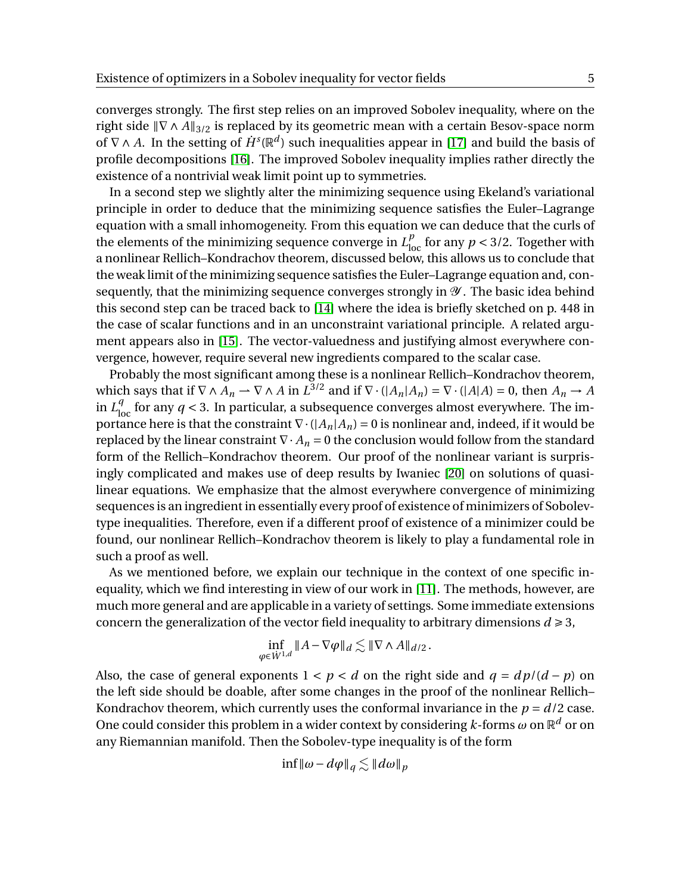converges strongly. The first step relies on an improved Sobolev inequality, where on the right side $\|\nabla \wedge A\|_{3/2}$ is replaced by its geometric mean with a certain Besov-space norm of $\nabla \wedge A$. In the setting of $\dot{H}^s(\mathbb{R}^d)$ such inequalities appear in [17] and build the basis of profile decompositions [16]. The improved Sobolev inequality implies rather directly the existence of a nontrivial weak limit point up to symmetries.

In a second step we slightly alter the minimizing sequence using Ekeland's variational principle in order to deduce that the minimizing sequence satisfies the Euler–Lagrange equation with a small inhomogeneity. From this equation we can deduce that the curls of the elements of the minimizing sequence converge in $L^p_{\mathrm{loc}}$ for any $p < 3/2$. Together with a nonlinear Rellich–Kondrachov theorem, discussed below, this allows us to conclude that the weak limit of the minimizing sequence satisfies the Euler–Lagrange equation and, consequently, that the minimizing sequence converges strongly in $\mathscr{Y}$. The basic idea behind this second step can be traced back to [14] where the idea is briefly sketched on p. 448 in the case of scalar functions and in an unconstraint variational principle. A related argument appears also in [15]. The vector-valuedness and justifying almost everywhere convergence, however, require several new ingredients compared to the scalar case.

Probably the most significant among these is a nonlinear Rellich–Kondrachov theorem, which says that if $\nabla \wedge A_n \rightharpoonup \nabla \wedge A$ in $L^{3/2}$ and if $\nabla \cdot (|A_n| A_n) = \nabla \cdot (|A| A) = 0$, then $A_n \to A$ in $L^q_{\mathrm{loc}}$ for any $q < 3$. In particular, a subsequence converges almost everywhere. The importance here is that the constraint $\nabla \cdot (|A_n| A_n) = 0$ is nonlinear and, indeed, if it would be replaced by the linear constraint $\nabla \cdot A_n = 0$ the conclusion would follow from the standard form of the Rellich–Kondrachov theorem. Our proof of the nonlinear variant is surprisingly complicated and makes use of deep results by Iwaniec [20] on solutions of quasilinear equations. We emphasize that the almost everywhere convergence of minimizing sequences is an ingredient in essentially every proof of existence of minimizers of Sobolev-type inequalities. Therefore, even if a different proof of existence of a minimizer could be found, our nonlinear Rellich–Kondrachov theorem is likely to play a fundamental role in such a proof as well.

As we mentioned before, we explain our technique in the context of one specific inequality, which we find interesting in view of our work in [11]. The methods, however, are much more general and are applicable in a variety of settings. Some immediate extensions concern the generalization of the vector field inequality to arbitrary dimensions $d \geqslant 3$,

$$\inf_{\varphi \in \dot{W}^{1,d}} \|A - \nabla \varphi\|_d \lesssim \|\nabla \wedge A\|_{d/2}.$$

Also, the case of general exponents $1 < p < d$ on the right side and $q = dp/(d-p)$ on the left side should be doable, after some changes in the proof of the nonlinear Rellich–Kondrachov theorem, which currently uses the conformal invariance in the $p = d/2$ case. One could consider this problem in a wider context by considering $k$-forms $\omega$ on $\mathbb{R}^d$ or on any Riemannian manifold. Then the Sobolev-type inequality is of the form

$$\inf \|\omega - d\varphi\|_q \lesssim \|d\omega\|_p$$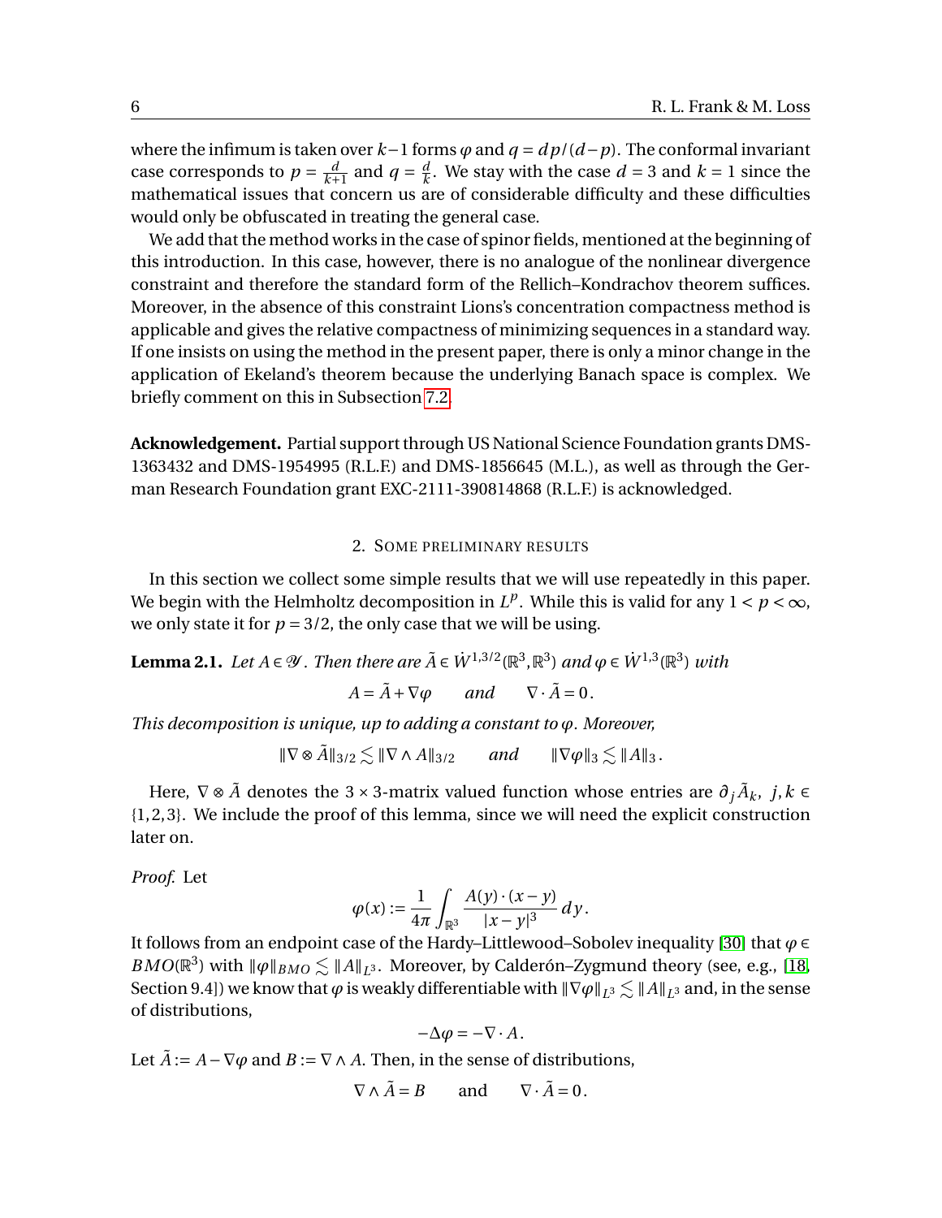where the infimum is taken over $k-1$ forms $\varphi$ and $q = dp/(d-p)$. The conformal invariant case corresponds to $p = \frac{d}{k+1}$ and $q = \frac{d}{k}$. We stay with the case $d = 3$ and $k = 1$ since the mathematical issues that concern us are of considerable difficulty and these difficulties would only be obfuscated in treating the general case.

We add that the method works in the case of spinor fields, mentioned at the beginning of this introduction. In this case, however, there is no analogue of the nonlinear divergence constraint and therefore the standard form of the Rellich–Kondrachov theorem suffices. Moreover, in the absence of this constraint Lions's concentration compactness method is applicable and gives the relative compactness of minimizing sequences in a standard way. If one insists on using the method in the present paper, there is only a minor change in the application of Ekeland's theorem because the underlying Banach space is complex. We briefly comment on this in Subsection 7.2.

**Acknowledgement.** Partial support through US National Science Foundation grants DMS-1363432 and DMS-1954995 (R.L.F.) and DMS-1856645 (M.L.), as well as through the German Research Foundation grant EXC-2111-390814868 (R.L.F.) is acknowledged.

## 2. Some preliminary results

In this section we collect some simple results that we will use repeatedly in this paper. We begin with the Helmholtz decomposition in $L^p$. While this is valid for any $1 < p < \infty$, we only state it for $p = 3/2$, the only case that we will be using.

**Lemma 2.1.** *Let $A \in \mathcal{Y}$. Then there are $\tilde{A} \in \dot{W}^{1,3/2}(\mathbb{R}^3, \mathbb{R}^3)$ and $\varphi \in \dot{W}^{1,3}(\mathbb{R}^3)$ with*

$$A = \tilde{A} + \nabla\varphi \qquad \text{and} \qquad \nabla \cdot \tilde{A} = 0\,.$$

*This decomposition is unique, up to adding a constant to $\varphi$. Moreover,*

$$\|\nabla \otimes \tilde{A}\|_{3/2} \lesssim \|\nabla \wedge A\|_{3/2} \qquad \text{and} \qquad \|\nabla\varphi\|_3 \lesssim \|A\|_3\,.$$

Here, $\nabla \otimes \tilde{A}$ denotes the $3 \times 3$-matrix valued function whose entries are $\partial_j \tilde{A}_k$, $j, k \in \{1, 2, 3\}$. We include the proof of this lemma, since we will need the explicit construction later on.

*Proof.* Let

$$\varphi(x) := \frac{1}{4\pi} \int_{\mathbb{R}^3} \frac{A(y) \cdot (x-y)}{|x-y|^3}\, dy\,.$$

It follows from an endpoint case of the Hardy–Littlewood–Sobolev inequality [30] that $\varphi \in BMO(\mathbb{R}^3)$ with $\|\varphi\|_{BMO} \lesssim \|A\|_{L^3}$. Moreover, by Calderón–Zygmund theory (see, e.g., [18, Section 9.4]) we know that $\varphi$ is weakly differentiable with $\|\nabla\varphi\|_{L^3} \lesssim \|A\|_{L^3}$ and, in the sense of distributions,

$$-\Delta\varphi = -\nabla \cdot A\,.$$

Let $\tilde{A} := A - \nabla\varphi$ and $B := \nabla \wedge A$. Then, in the sense of distributions,

$$\nabla \wedge \tilde{A} = B \qquad \text{and} \qquad \nabla \cdot \tilde{A} = 0\,.$$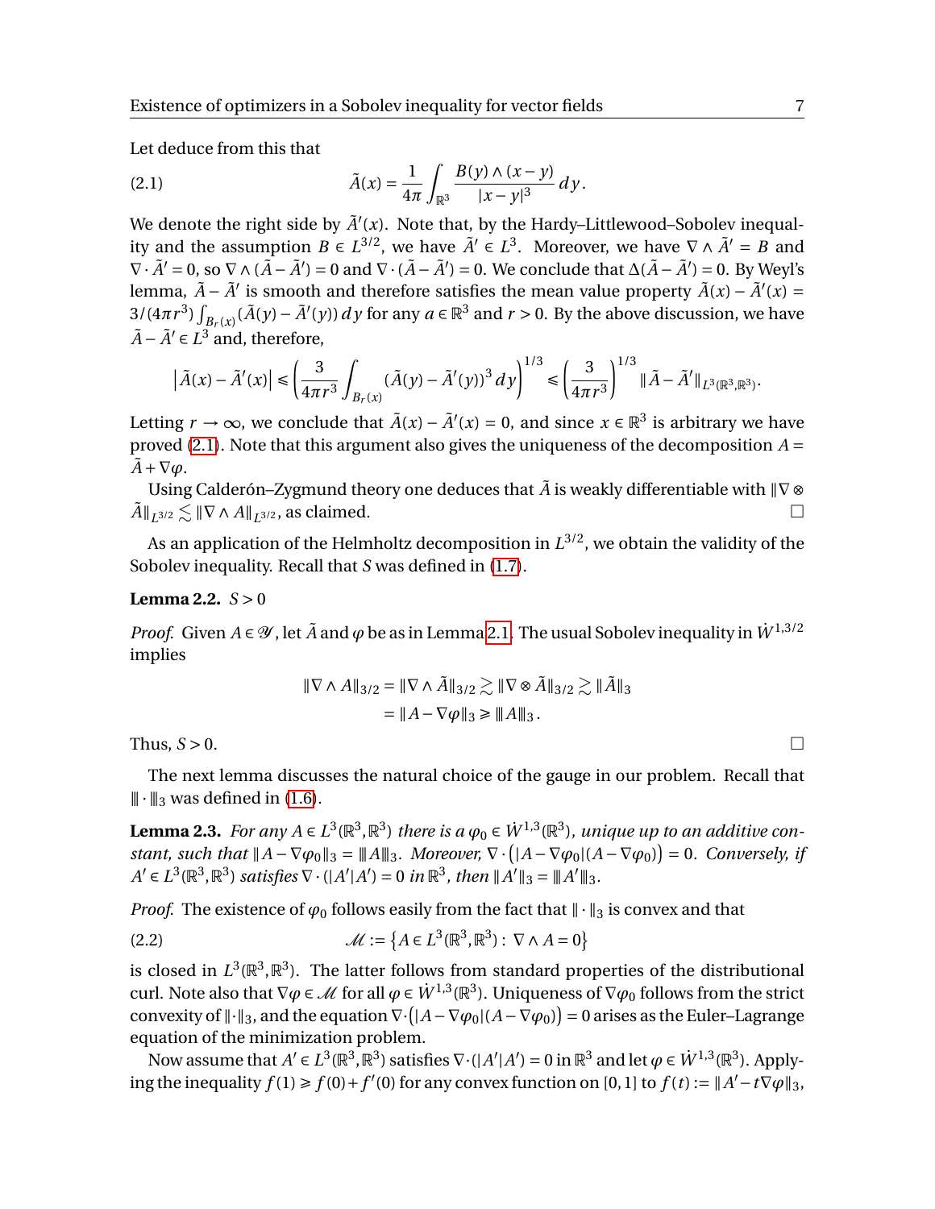Let deduce from this that

$$\tilde{A}(x) = \frac{1}{4\pi}\int_{\mathbb{R}^3} \frac{B(y)\wedge(x-y)}{|x-y|^3}\,dy. \tag{2.1}$$

We denote the right side by $\tilde{A}'(x)$. Note that, by the Hardy–Littlewood–Sobolev inequality and the assumption $B \in L^{3/2}$, we have $\tilde{A}' \in L^3$. Moreover, we have $\nabla\wedge\tilde{A}' = B$ and $\nabla\cdot\tilde{A}' = 0$, so $\nabla\wedge(\tilde{A}-\tilde{A}') = 0$ and $\nabla\cdot(\tilde{A}-\tilde{A}') = 0$. We conclude that $\Delta(\tilde{A}-\tilde{A}') = 0$. By Weyl's lemma, $\tilde{A}-\tilde{A}'$ is smooth and therefore satisfies the mean value property $\tilde{A}(x)-\tilde{A}'(x) = 3/(4\pi r^3)\int_{B_r(x)}(\tilde{A}(y)-\tilde{A}'(y))\,dy$ for any $a\in\mathbb{R}^3$ and $r>0$. By the above discussion, we have $\tilde{A}-\tilde{A}'\in L^3$ and, therefore,

$$\left|\tilde{A}(x)-\tilde{A}'(x)\right| \leqslant \left(\frac{3}{4\pi r^3}\int_{B_r(x)}(\tilde{A}(y)-\tilde{A}'(y))^3\,dy\right)^{1/3} \leqslant \left(\frac{3}{4\pi r^3}\right)^{1/3}\|\tilde{A}-\tilde{A}'\|_{L^3(\mathbb{R}^3,\mathbb{R}^3)}.$$

Letting $r\to\infty$, we conclude that $\tilde{A}(x)-\tilde{A}'(x) = 0$, and since $x\in\mathbb{R}^3$ is arbitrary we have proved (2.1). Note that this argument also gives the uniqueness of the decomposition $A = \tilde{A}+\nabla\varphi$.

Using Calderón–Zygmund theory one deduces that $\tilde{A}$ is weakly differentiable with $\|\nabla\otimes\tilde{A}\|_{L^{3/2}} \lesssim \|\nabla\wedge A\|_{L^{3/2}}$, as claimed. $\square$

As an application of the Helmholtz decomposition in $L^{3/2}$, we obtain the validity of the Sobolev inequality. Recall that $S$ was defined in (1.7).

**Lemma 2.2.** $S>0$

*Proof.* Given $A\in\mathscr{Y}$, let $\tilde{A}$ and $\varphi$ be as in Lemma 2.1. The usual Sobolev inequality in $\dot{W}^{1,3/2}$ implies

$$\begin{aligned}\|\nabla\wedge A\|_{3/2} &= \|\nabla\wedge\tilde{A}\|_{3/2} \gtrsim \|\nabla\otimes\tilde{A}\|_{3/2} \gtrsim \|\tilde{A}\|_3\\ &= \|A-\nabla\varphi\|_3 \geqslant |\!|\!| A |\!|\!|_3.\end{aligned}$$

Thus, $S>0$. $\square$

The next lemma discusses the natural choice of the gauge in our problem. Recall that $|\!|\!|\cdot|\!|\!|_3$ was defined in (1.6).

**Lemma 2.3.** *For any $A\in L^3(\mathbb{R}^3,\mathbb{R}^3)$ there is a $\varphi_0\in\dot{W}^{1,3}(\mathbb{R}^3)$, unique up to an additive constant, such that $\|A-\nabla\varphi_0\|_3 = |\!|\!| A|\!|\!|_3$. Moreover, $\nabla\cdot\big(|A-\nabla\varphi_0|(A-\nabla\varphi_0)\big) = 0$. Conversely, if $A'\in L^3(\mathbb{R}^3,\mathbb{R}^3)$ satisfies $\nabla\cdot(|A'|A') = 0$ in $\mathbb{R}^3$, then $\|A'\|_3 = |\!|\!| A'|\!|\!|_3$.*

*Proof.* The existence of $\varphi_0$ follows easily from the fact that $\|\cdot\|_3$ is convex and that

$$\mathscr{M} := \left\{A\in L^3(\mathbb{R}^3,\mathbb{R}^3):\ \nabla\wedge A = 0\right\} \tag{2.2}$$

is closed in $L^3(\mathbb{R}^3,\mathbb{R}^3)$. The latter follows from standard properties of the distributional curl. Note also that $\nabla\varphi\in\mathscr{M}$ for all $\varphi\in\dot{W}^{1,3}(\mathbb{R}^3)$. Uniqueness of $\nabla\varphi_0$ follows from the strict convexity of $\|\cdot\|_3$, and the equation $\nabla\cdot\big(|A-\nabla\varphi_0|(A-\nabla\varphi_0)\big) = 0$ arises as the Euler–Lagrange equation of the minimization problem.

Now assume that $A'\in L^3(\mathbb{R}^3,\mathbb{R}^3)$ satisfies $\nabla\cdot(|A'|A') = 0$ in $\mathbb{R}^3$ and let $\varphi\in\dot{W}^{1,3}(\mathbb{R}^3)$. Applying the inequality $f(1)\geqslant f(0)+f'(0)$ for any convex function on $[0,1]$ to $f(t) := \|A'-t\nabla\varphi\|_3$,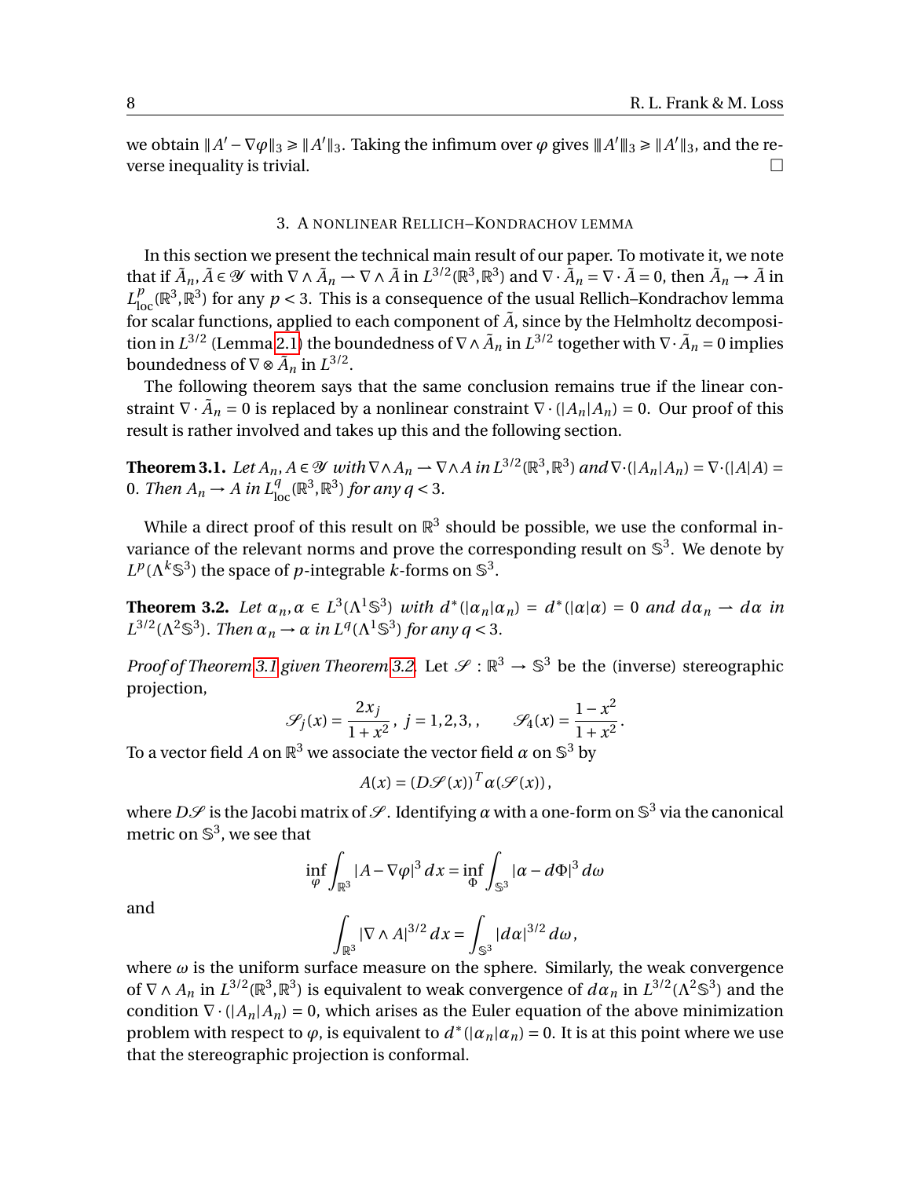we obtain $\|A' - \nabla\varphi\|_3 \geq \|A'\|_3$. Taking the infimum over $\varphi$ gives $\|\!|A'|\!\|_3 \geq \|A'\|_3$, and the reverse inequality is trivial. $\square$

## 3. A nonlinear Rellich–Kondrachov lemma

In this section we present the technical main result of our paper. To motivate it, we note that if $\tilde{A}_n, \tilde{A} \in \mathscr{Y}$ with $\nabla \wedge \tilde{A}_n \rightharpoonup \nabla \wedge \tilde{A}$ in $L^{3/2}(\mathbb{R}^3, \mathbb{R}^3)$ and $\nabla \cdot \tilde{A}_n = \nabla \cdot \tilde{A} = 0$, then $\tilde{A}_n \to \tilde{A}$ in $L^p_{\text{loc}}(\mathbb{R}^3, \mathbb{R}^3)$ for any $p < 3$. This is a consequence of the usual Rellich–Kondrachov lemma for scalar functions, applied to each component of $\tilde{A}$, since by the Helmholtz decomposition in $L^{3/2}$ (Lemma 2.1) the boundedness of $\nabla \wedge \tilde{A}_n$ in $L^{3/2}$ together with $\nabla \cdot \tilde{A}_n = 0$ implies boundedness of $\nabla \otimes \tilde{A}_n$ in $L^{3/2}$.

The following theorem says that the same conclusion remains true if the linear constraint $\nabla \cdot \tilde{A}_n = 0$ is replaced by a nonlinear constraint $\nabla \cdot (|A_n| A_n) = 0$. Our proof of this result is rather involved and takes up this and the following section.

**Theorem 3.1.** *Let $A_n, A \in \mathscr{Y}$ with $\nabla \wedge A_n \rightharpoonup \nabla \wedge A$ in $L^{3/2}(\mathbb{R}^3, \mathbb{R}^3)$ and $\nabla \cdot (|A_n| A_n) = \nabla \cdot (|A| A) = 0$. Then $A_n \to A$ in $L^q_{\text{loc}}(\mathbb{R}^3, \mathbb{R}^3)$ for any $q < 3$.*

While a direct proof of this result on $\mathbb{R}^3$ should be possible, we use the conformal invariance of the relevant norms and prove the corresponding result on $\mathbb{S}^3$. We denote by $L^p(\Lambda^k \mathbb{S}^3)$ the space of $p$-integrable $k$-forms on $\mathbb{S}^3$.

**Theorem 3.2.** *Let $\alpha_n, \alpha \in L^3(\Lambda^1 \mathbb{S}^3)$ with $d^*(|\alpha_n| \alpha_n) = d^*(|\alpha| \alpha) = 0$ and $d\alpha_n \rightharpoonup d\alpha$ in $L^{3/2}(\Lambda^2 \mathbb{S}^3)$. Then $\alpha_n \to \alpha$ in $L^q(\Lambda^1 \mathbb{S}^3)$ for any $q < 3$.*

*Proof of Theorem 3.1 given Theorem 3.2.* Let $\mathscr{S} : \mathbb{R}^3 \to \mathbb{S}^3$ be the (inverse) stereographic projection,

$$\mathscr{S}_j(x) = \frac{2x_j}{1 + x^2}, \; j = 1, 2, 3, , \qquad \mathscr{S}_4(x) = \frac{1 - x^2}{1 + x^2}.$$

To a vector field $A$ on $\mathbb{R}^3$ we associate the vector field $\alpha$ on $\mathbb{S}^3$ by

$$A(x) = (D\mathscr{S}(x))^T \alpha(\mathscr{S}(x)),$$

where $D\mathscr{S}$ is the Jacobi matrix of $\mathscr{S}$. Identifying $\alpha$ with a one-form on $\mathbb{S}^3$ via the canonical metric on $\mathbb{S}^3$, we see that

$$\inf_{\varphi} \int_{\mathbb{R}^3} |A - \nabla\varphi|^3 \, dx = \inf_{\Phi} \int_{\mathbb{S}^3} |\alpha - d\Phi|^3 \, d\omega$$

and

$$\int_{\mathbb{R}^3} |\nabla \wedge A|^{3/2} \, dx = \int_{\mathbb{S}^3} |d\alpha|^{3/2} \, d\omega,$$

where $\omega$ is the uniform surface measure on the sphere. Similarly, the weak convergence of $\nabla \wedge A_n$ in $L^{3/2}(\mathbb{R}^3, \mathbb{R}^3)$ is equivalent to weak convergence of $d\alpha_n$ in $L^{3/2}(\Lambda^2 \mathbb{S}^3)$ and the condition $\nabla \cdot (|A_n| A_n) = 0$, which arises as the Euler equation of the above minimization problem with respect to $\varphi$, is equivalent to $d^*(|\alpha_n| \alpha_n) = 0$. It is at this point where we use that the stereographic projection is conformal.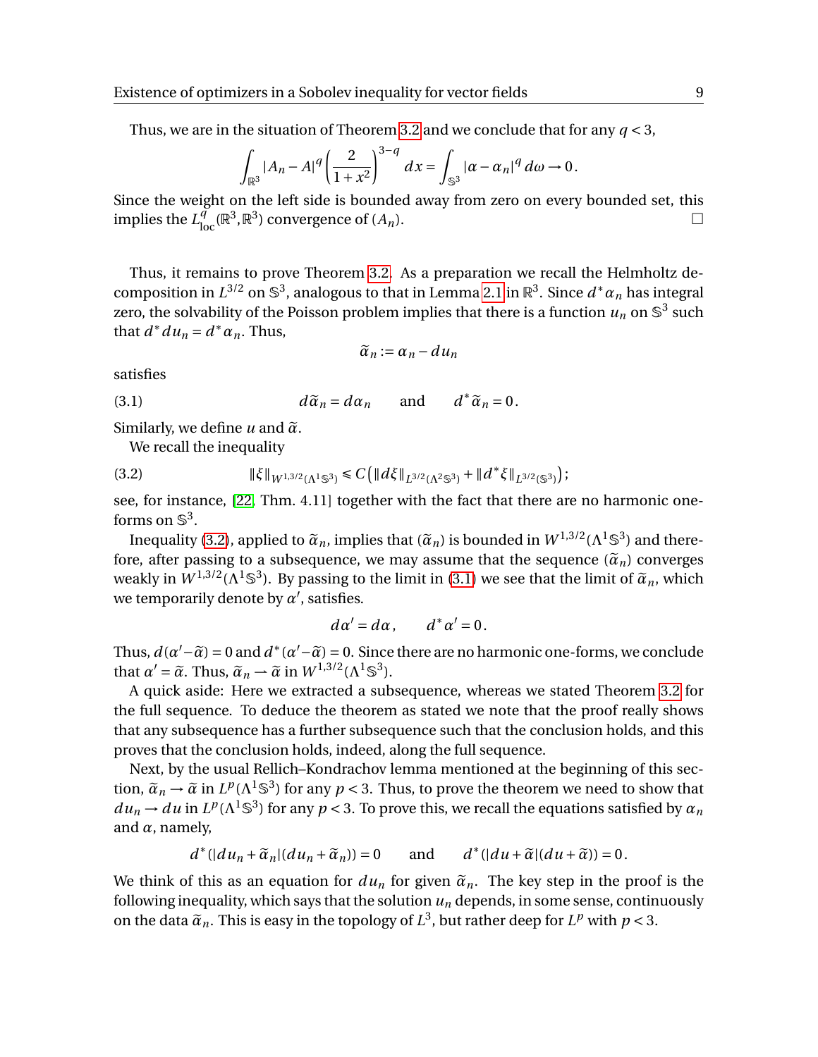Thus, we are in the situation of Theorem 3.2 and we conclude that for any $q < 3$,

$$\int_{\mathbb{R}^3} |A_n - A|^q \left( \frac{2}{1+x^2} \right)^{3-q} dx = \int_{\mathbb{S}^3} |\alpha - \alpha_n|^q \, d\omega \to 0 .$$

Since the weight on the left side is bounded away from zero on every bounded set, this implies the $L^q_{\mathrm{loc}}(\mathbb{R}^3, \mathbb{R}^3)$ convergence of $(A_n)$. $\square$

Thus, it remains to prove Theorem 3.2. As a preparation we recall the Helmholtz decomposition in $L^{3/2}$ on $\mathbb{S}^3$, analogous to that in Lemma 2.1 in $\mathbb{R}^3$. Since $d^*\alpha_n$ has integral zero, the solvability of the Poisson problem implies that there is a function $u_n$ on $\mathbb{S}^3$ such that $d^* du_n = d^*\alpha_n$. Thus,

$$\widetilde{\alpha}_n := \alpha_n - du_n$$

satisfies

$$d\widetilde{\alpha}_n = d\alpha_n \qquad \text{and} \qquad d^*\widetilde{\alpha}_n = 0 . \tag{3.1}$$

Similarly, we define $u$ and $\widetilde{\alpha}$.

We recall the inequality

$$\|\xi\|_{W^{1,3/2}(\Lambda^1\mathbb{S}^3)} \leq C \left( \|d\xi\|_{L^{3/2}(\Lambda^2\mathbb{S}^3)} + \|d^*\xi\|_{L^{3/2}(\mathbb{S}^3)} \right); \tag{3.2}$$

see, for instance, [22, Thm. 4.11] together with the fact that there are no harmonic one-forms on $\mathbb{S}^3$.

Inequality (3.2), applied to $\widetilde{\alpha}_n$, implies that $(\widetilde{\alpha}_n)$ is bounded in $W^{1,3/2}(\Lambda^1\mathbb{S}^3)$ and therefore, after passing to a subsequence, we may assume that the sequence $(\widetilde{\alpha}_n)$ converges weakly in $W^{1,3/2}(\Lambda^1\mathbb{S}^3)$. By passing to the limit in (3.1) we see that the limit of $\widetilde{\alpha}_n$, which we temporarily denote by $\alpha'$, satisfies.

$$d\alpha' = d\alpha , \qquad d^*\alpha' = 0 .$$

Thus, $d(\alpha' - \widetilde{\alpha}) = 0$ and $d^*(\alpha' - \widetilde{\alpha}) = 0$. Since there are no harmonic one-forms, we conclude that $\alpha' = \widetilde{\alpha}$. Thus, $\widetilde{\alpha}_n \rightharpoonup \widetilde{\alpha}$ in $W^{1,3/2}(\Lambda^1\mathbb{S}^3)$.

A quick aside: Here we extracted a subsequence, whereas we stated Theorem 3.2 for the full sequence. To deduce the theorem as stated we note that the proof really shows that any subsequence has a further subsequence such that the conclusion holds, and this proves that the conclusion holds, indeed, along the full sequence.

Next, by the usual Rellich–Kondrachov lemma mentioned at the beginning of this section, $\widetilde{\alpha}_n \to \widetilde{\alpha}$ in $L^p(\Lambda^1\mathbb{S}^3)$ for any $p < 3$. Thus, to prove the theorem we need to show that $du_n \to du$ in $L^p(\Lambda^1\mathbb{S}^3)$ for any $p < 3$. To prove this, we recall the equations satisfied by $\alpha_n$ and $\alpha$, namely,

$$d^*(|du_n + \widetilde{\alpha}_n|(du_n + \widetilde{\alpha}_n)) = 0 \qquad \text{and} \qquad d^*(|du + \widetilde{\alpha}|(du + \widetilde{\alpha})) = 0 .$$

We think of this as an equation for $du_n$ for given $\widetilde{\alpha}_n$. The key step in the proof is the following inequality, which says that the solution $u_n$ depends, in some sense, continuously on the data $\widetilde{\alpha}_n$. This is easy in the topology of $L^3$, but rather deep for $L^p$ with $p < 3$.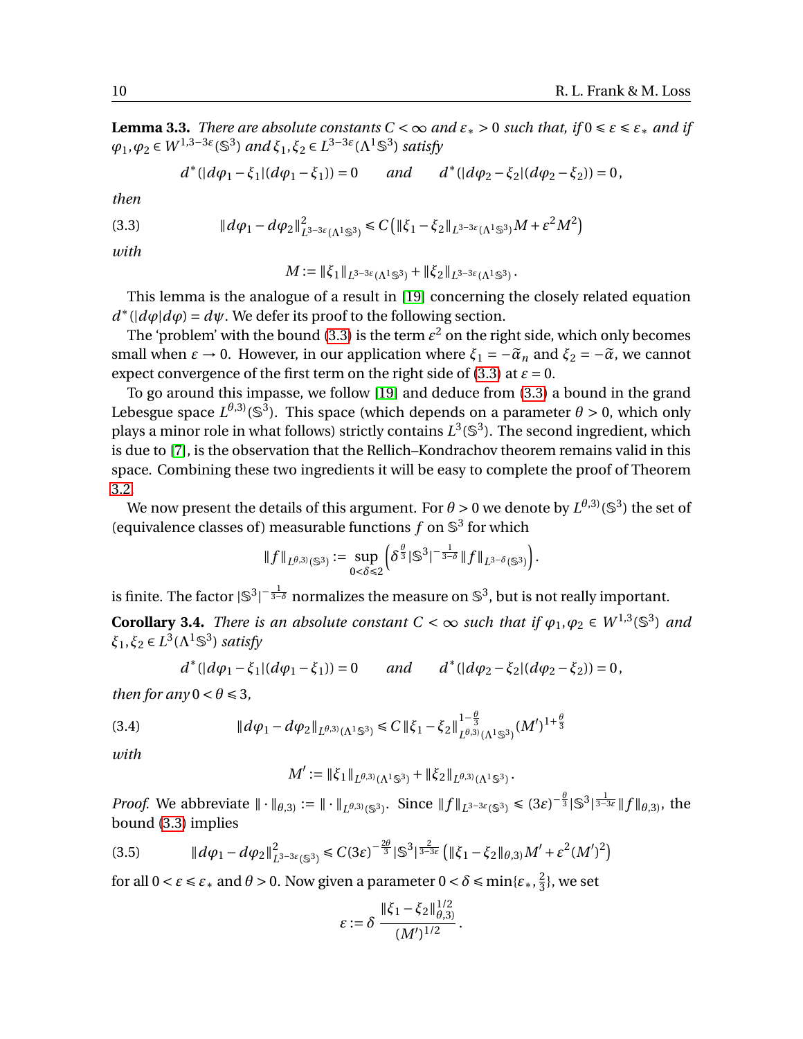**Lemma 3.3.** *There are absolute constants $C < \infty$ and $\varepsilon_* > 0$ such that, if $0 \leq \varepsilon \leq \varepsilon_*$ and if $\varphi_1, \varphi_2 \in W^{1,3-3\varepsilon}(\mathbb{S}^3)$ and $\xi_1, \xi_2 \in L^{3-3\varepsilon}(\Lambda^1\mathbb{S}^3)$ satisfy*

$$d^*(|d\varphi_1 - \xi_1|(d\varphi_1 - \xi_1)) = 0 \qquad \text{and} \qquad d^*(|d\varphi_2 - \xi_2|(d\varphi_2 - \xi_2)) = 0\,,$$

*then*

$$\|d\varphi_1 - d\varphi_2\|^2_{L^{3-3\varepsilon}(\Lambda^1\mathbb{S}^3)} \leq C\left(\|\xi_1 - \xi_2\|_{L^{3-3\varepsilon}(\Lambda^1\mathbb{S}^3)} M + \varepsilon^2 M^2\right) \tag{3.3}$$

*with*

$$M := \|\xi_1\|_{L^{3-3\varepsilon}(\Lambda^1\mathbb{S}^3)} + \|\xi_2\|_{L^{3-3\varepsilon}(\Lambda^1\mathbb{S}^3)}\,.$$

This lemma is the analogue of a result in [19] concerning the closely related equation $d^*(|d\varphi| d\varphi) = d\psi$. We defer its proof to the following section.

The 'problem' with the bound (3.3) is the term $\varepsilon^2$ on the right side, which only becomes small when $\varepsilon \to 0$. However, in our application where $\xi_1 = -\widetilde{\alpha}_n$ and $\xi_2 = -\widetilde{\alpha}$, we cannot expect convergence of the first term on the right side of (3.3) at $\varepsilon = 0$.

To go around this impasse, we follow [19] and deduce from (3.3) a bound in the grand Lebesgue space $L^{\theta,3)}(\mathbb{S}^3)$. This space (which depends on a parameter $\theta > 0$, which only plays a minor role in what follows) strictly contains $L^3(\mathbb{S}^3)$. The second ingredient, which is due to [7], is the observation that the Rellich–Kondrachov theorem remains valid in this space. Combining these two ingredients it will be easy to complete the proof of Theorem 3.2.

We now present the details of this argument. For $\theta > 0$ we denote by $L^{\theta,3)}(\mathbb{S}^3)$ the set of (equivalence classes of) measurable functions $f$ on $\mathbb{S}^3$ for which

$$\|f\|_{L^{\theta,3)}(\mathbb{S}^3)} := \sup_{0<\delta\leq 2}\left(\delta^{\frac{\theta}{3}} |\mathbb{S}^3|^{-\frac{1}{3-\delta}} \|f\|_{L^{3-\delta}(\mathbb{S}^3)}\right).$$

is finite. The factor $|\mathbb{S}^3|^{-\frac{1}{3-\delta}}$ normalizes the measure on $\mathbb{S}^3$, but is not really important.

**Corollary 3.4.** *There is an absolute constant $C < \infty$ such that if $\varphi_1, \varphi_2 \in W^{1,3}(\mathbb{S}^3)$ and $\xi_1, \xi_2 \in L^3(\Lambda^1\mathbb{S}^3)$ satisfy*

$$d^*(|d\varphi_1 - \xi_1|(d\varphi_1 - \xi_1)) = 0 \qquad \text{and} \qquad d^*(|d\varphi_2 - \xi_2|(d\varphi_2 - \xi_2)) = 0\,,$$

*then for any $0 < \theta \leq 3$,*

$$\|d\varphi_1 - d\varphi_2\|_{L^{\theta,3)}(\Lambda^1\mathbb{S}^3)} \leq C\,\|\xi_1 - \xi_2\|^{1-\frac{\theta}{3}}_{L^{\theta,3)}(\Lambda^1\mathbb{S}^3)} (M')^{1+\frac{\theta}{3}} \tag{3.4}$$

*with*

$$M' := \|\xi_1\|_{L^{\theta,3)}(\Lambda^1\mathbb{S}^3)} + \|\xi_2\|_{L^{\theta,3)}(\Lambda^1\mathbb{S}^3)}\,.$$

*Proof.* We abbreviate $\|\cdot\|_{\theta,3)} := \|\cdot\|_{L^{\theta,3)}(\mathbb{S}^3)}$. Since $\|f\|_{L^{3-3\varepsilon}(\mathbb{S}^3)} \leq (3\varepsilon)^{-\frac{\theta}{3}} |\mathbb{S}^3|^{\frac{1}{3-3\varepsilon}} \|f\|_{\theta,3)}$, the bound (3.3) implies

$$\|d\varphi_1 - d\varphi_2\|^2_{L^{3-3\varepsilon}(\mathbb{S}^3)} \leq C(3\varepsilon)^{-\frac{2\theta}{3}} |\mathbb{S}^3|^{\frac{2}{3-3\varepsilon}} \left(\|\xi_1 - \xi_2\|_{\theta,3)} M' + \varepsilon^2 (M')^2\right) \tag{3.5}$$

for all $0 < \varepsilon \leq \varepsilon_*$ and $\theta > 0$. Now given a parameter $0 < \delta \leq \min\{\varepsilon_*, \frac{2}{3}\}$, we set

$$\varepsilon := \delta\,\frac{\|\xi_1 - \xi_2\|^{1/2}_{\theta,3)}}{(M')^{1/2}}\,.$$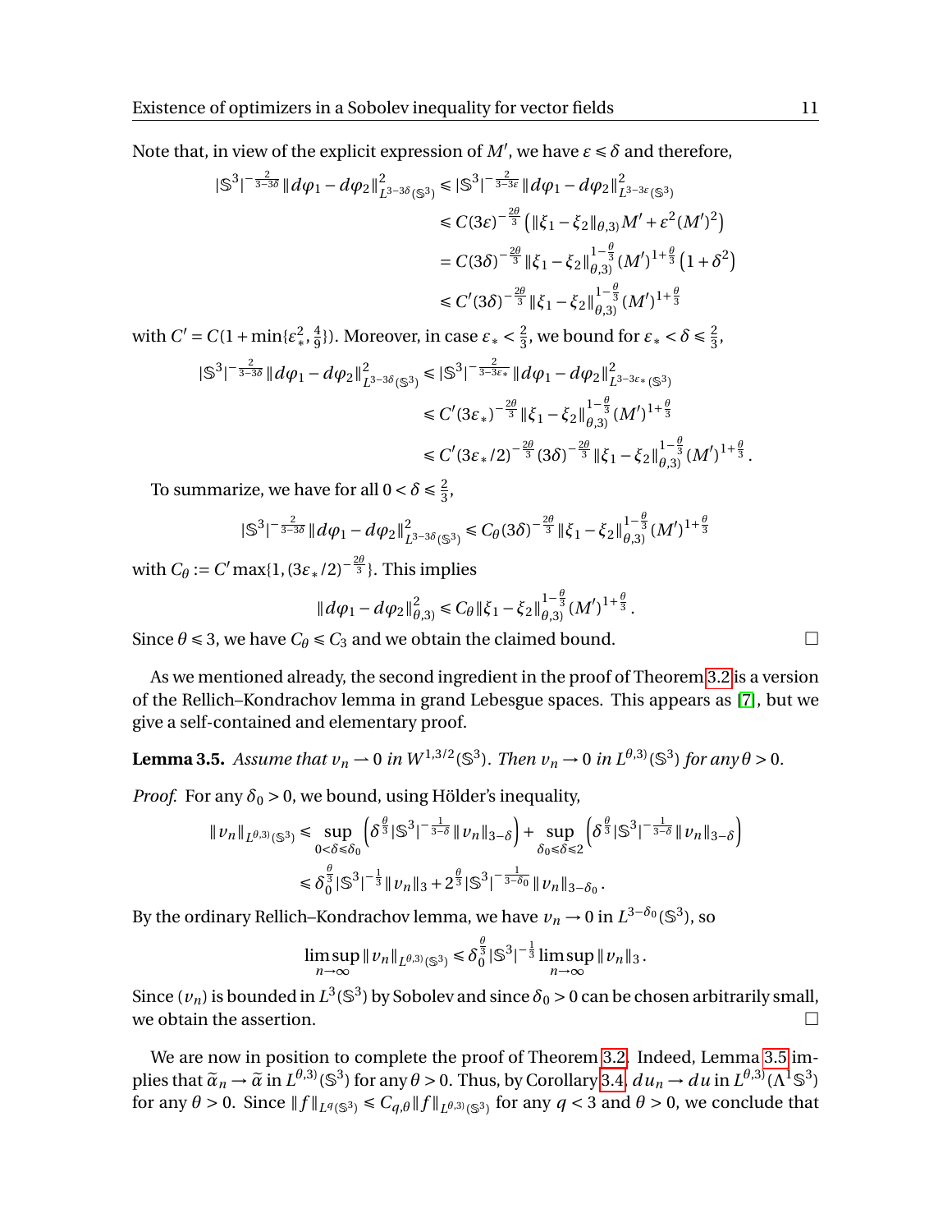Note that, in view of the explicit expression of $M'$, we have $\varepsilon \leqslant \delta$ and therefore,

$$
\begin{aligned}
|\mathbb{S}^3|^{-\frac{2}{3-3\delta}} \|d\varphi_1 - d\varphi_2\|^2_{L^{3-3\delta}(\mathbb{S}^3)} &\leqslant |\mathbb{S}^3|^{-\frac{2}{3-3\varepsilon}} \|d\varphi_1 - d\varphi_2\|^2_{L^{3-3\varepsilon}(\mathbb{S}^3)} \\
&\leqslant C(3\varepsilon)^{-\frac{2\theta}{3}} \left( \|\xi_1 - \xi_2\|_{\theta,3)} M' + \varepsilon^2 (M')^2 \right) \\
&= C(3\delta)^{-\frac{2\theta}{3}} \|\xi_1 - \xi_2\|^{1-\frac{\theta}{3}}_{\theta,3)} (M')^{1+\frac{\theta}{3}} \left(1 + \delta^2\right) \\
&\leqslant C'(3\delta)^{-\frac{2\theta}{3}} \|\xi_1 - \xi_2\|^{1-\frac{\theta}{3}}_{\theta,3)} (M')^{1+\frac{\theta}{3}}
\end{aligned}
$$

with $C' = C(1 + \min\{\varepsilon_*^2, \frac{4}{9}\})$. Moreover, in case $\varepsilon_* < \frac{2}{3}$, we bound for $\varepsilon_* < \delta \leqslant \frac{2}{3}$,

$$
\begin{aligned}
|\mathbb{S}^3|^{-\frac{2}{3-3\delta}} \|d\varphi_1 - d\varphi_2\|^2_{L^{3-3\delta}(\mathbb{S}^3)} &\leqslant |\mathbb{S}^3|^{-\frac{2}{3-3\varepsilon_*}} \|d\varphi_1 - d\varphi_2\|^2_{L^{3-3\varepsilon_*}(\mathbb{S}^3)} \\
&\leqslant C'(3\varepsilon_*)^{-\frac{2\theta}{3}} \|\xi_1 - \xi_2\|^{1-\frac{\theta}{3}}_{\theta,3)} (M')^{1+\frac{\theta}{3}} \\
&\leqslant C'(3\varepsilon_*/2)^{-\frac{2\theta}{3}} (3\delta)^{-\frac{2\theta}{3}} \|\xi_1 - \xi_2\|^{1-\frac{\theta}{3}}_{\theta,3)} (M')^{1+\frac{\theta}{3}}.
\end{aligned}
$$

To summarize, we have for all $0 < \delta \leqslant \frac{2}{3}$,

$$
|\mathbb{S}^3|^{-\frac{2}{3-3\delta}} \|d\varphi_1 - d\varphi_2\|^2_{L^{3-3\delta}(\mathbb{S}^3)} \leqslant C_\theta (3\delta)^{-\frac{2\theta}{3}} \|\xi_1 - \xi_2\|^{1-\frac{\theta}{3}}_{\theta,3)} (M')^{1+\frac{\theta}{3}}
$$

with $C_\theta := C' \max\{1, (3\varepsilon_*/2)^{-\frac{2\theta}{3}}\}$. This implies

$$
\|d\varphi_1 - d\varphi_2\|^2_{\theta,3)} \leqslant C_\theta \|\xi_1 - \xi_2\|^{1-\frac{\theta}{3}}_{\theta,3)} (M')^{1+\frac{\theta}{3}}.
$$

Since $\theta \leqslant 3$, we have $C_\theta \leqslant C_3$ and we obtain the claimed bound. □

As we mentioned already, the second ingredient in the proof of Theorem 3.2 is a version of the Rellich–Kondrachov lemma in grand Lebesgue spaces. This appears as [7], but we give a self-contained and elementary proof.

**Lemma 3.5.** *Assume that $v_n \rightharpoonup 0$ in $W^{1,3/2}(\mathbb{S}^3)$. Then $v_n \to 0$ in $L^{\theta,3)}(\mathbb{S}^3)$ for any $\theta > 0$.*

*Proof.* For any $\delta_0 > 0$, we bound, using Hölder's inequality,

$$
\begin{aligned}
\|v_n\|_{L^{\theta,3)}(\mathbb{S}^3)} &\leqslant \sup_{0<\delta\leqslant\delta_0} \left( \delta^{\frac{\theta}{3}} |\mathbb{S}^3|^{-\frac{1}{3-\delta}} \|v_n\|_{3-\delta} \right) + \sup_{\delta_0\leqslant\delta\leqslant 2} \left( \delta^{\frac{\theta}{3}} |\mathbb{S}^3|^{-\frac{1}{3-\delta}} \|v_n\|_{3-\delta} \right) \\
&\leqslant \delta_0^{\frac{\theta}{3}} |\mathbb{S}^3|^{-\frac{1}{3}} \|v_n\|_3 + 2^{\frac{\theta}{3}} |\mathbb{S}^3|^{-\frac{1}{3-\delta_0}} \|v_n\|_{3-\delta_0}.
\end{aligned}
$$

By the ordinary Rellich–Kondrachov lemma, we have $v_n \to 0$ in $L^{3-\delta_0}(\mathbb{S}^3)$, so

$$
\limsup_{n\to\infty} \|v_n\|_{L^{\theta,3)}(\mathbb{S}^3)} \leqslant \delta_0^{\frac{\theta}{3}} |\mathbb{S}^3|^{-\frac{1}{3}} \limsup_{n\to\infty} \|v_n\|_3.
$$

Since $(v_n)$ is bounded in $L^3(\mathbb{S}^3)$ by Sobolev and since $\delta_0 > 0$ can be chosen arbitrarily small, we obtain the assertion. □

We are now in position to complete the proof of Theorem 3.2. Indeed, Lemma 3.5 implies that $\widetilde{\alpha}_n \to \widetilde{\alpha}$ in $L^{\theta,3)}(\mathbb{S}^3)$ for any $\theta > 0$. Thus, by Corollary 3.4, $du_n \to du$ in $L^{\theta,3)}(\Lambda^1\mathbb{S}^3)$ for any $\theta > 0$. Since $\|f\|_{L^q(\mathbb{S}^3)} \leqslant C_{q,\theta} \|f\|_{L^{\theta,3)}(\mathbb{S}^3)}$ for any $q < 3$ and $\theta > 0$, we conclude that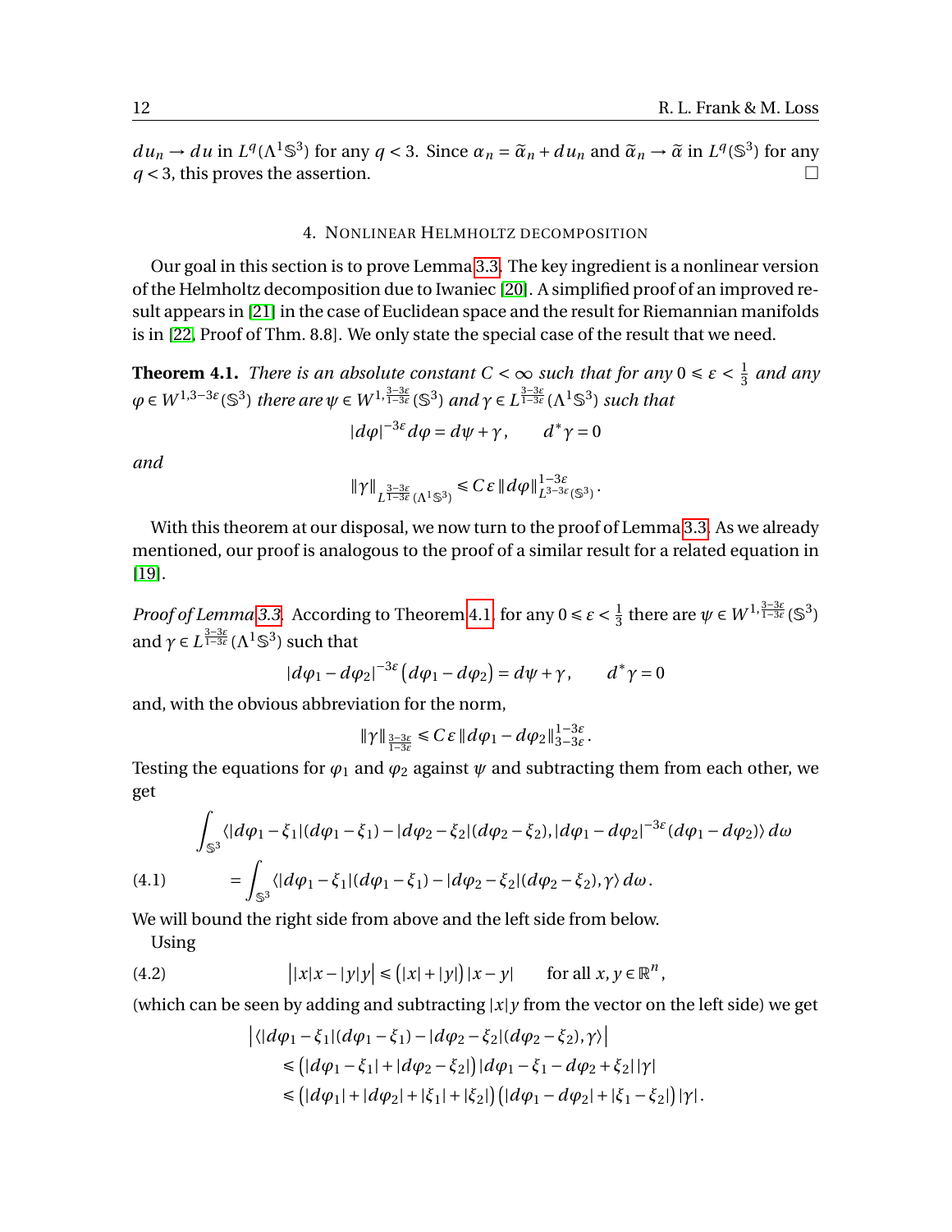$du_n \to du$ in $L^q(\Lambda^1\mathbb{S}^3)$ for any $q<3$. Since $\alpha_n = \widetilde{\alpha}_n + du_n$ and $\widetilde{\alpha}_n \to \widetilde{\alpha}$ in $L^q(\mathbb{S}^3)$ for any $q<3$, this proves the assertion. □

## 4. Nonlinear Helmholtz decomposition

Our goal in this section is to prove Lemma 3.3. The key ingredient is a nonlinear version of the Helmholtz decomposition due to Iwaniec [20]. A simplified proof of an improved result appears in [21] in the case of Euclidean space and the result for Riemannian manifolds is in [22, Proof of Thm. 8.8]. We only state the special case of the result that we need.

**Theorem 4.1.** *There is an absolute constant $C<\infty$ such that for any $0\leqslant \varepsilon < \frac13$ and any $\varphi \in W^{1,3-3\varepsilon}(\mathbb{S}^3)$ there are $\psi \in W^{1,\frac{3-3\varepsilon}{1-3\varepsilon}}(\mathbb{S}^3)$ and $\gamma \in L^{\frac{3-3\varepsilon}{1-3\varepsilon}}(\Lambda^1\mathbb{S}^3)$ such that*

$$|d\varphi|^{-3\varepsilon} d\varphi = d\psi + \gamma\,, \qquad d^*\gamma = 0$$

*and*

$$\|\gamma\|_{L^{\frac{3-3\varepsilon}{1-3\varepsilon}}(\Lambda^1\mathbb{S}^3)} \leqslant C\varepsilon\, \|d\varphi\|^{1-3\varepsilon}_{L^{3-3\varepsilon}(\mathbb{S}^3)}\,.$$

With this theorem at our disposal, we now turn to the proof of Lemma 3.3. As we already mentioned, our proof is analogous to the proof of a similar result for a related equation in [19].

*Proof of Lemma 3.3.* According to Theorem 4.1 for any $0\leqslant\varepsilon<\frac13$ there are $\psi\in W^{1,\frac{3-3\varepsilon}{1-3\varepsilon}}(\mathbb{S}^3)$ and $\gamma\in L^{\frac{3-3\varepsilon}{1-3\varepsilon}}(\Lambda^1\mathbb{S}^3)$ such that

$$|d\varphi_1 - d\varphi_2|^{-3\varepsilon}\big(d\varphi_1 - d\varphi_2\big) = d\psi + \gamma\,, \qquad d^*\gamma = 0$$

and, with the obvious abbreviation for the norm,

$$\|\gamma\|_{\frac{3-3\varepsilon}{1-3\varepsilon}} \leqslant C\varepsilon\, \|d\varphi_1 - d\varphi_2\|^{1-3\varepsilon}_{3-3\varepsilon}\,.$$

Testing the equations for $\varphi_1$ and $\varphi_2$ against $\psi$ and subtracting them from each other, we get

$$\begin{aligned}
&\int_{\mathbb{S}^3} \langle |d\varphi_1-\xi_1|(d\varphi_1-\xi_1) - |d\varphi_2-\xi_2|(d\varphi_2-\xi_2), |d\varphi_1-d\varphi_2|^{-3\varepsilon}(d\varphi_1-d\varphi_2)\rangle\, d\omega \\
&= \int_{\mathbb{S}^3} \langle |d\varphi_1-\xi_1|(d\varphi_1-\xi_1) - |d\varphi_2-\xi_2|(d\varphi_2-\xi_2), \gamma\rangle\, d\omega\,. \qquad (4.1)
\end{aligned}$$

We will bound the right side from above and the left side from below.

Using

$$\big||x|x - |y|y\big| \leqslant \big(|x|+|y|\big)\,|x-y| \qquad \text{for all } x,y\in\mathbb{R}^n\,, \qquad (4.2)$$

(which can be seen by adding and subtracting $|x|y$ from the vector on the left side) we get

$$\begin{aligned}
&\big|\langle |d\varphi_1-\xi_1|(d\varphi_1-\xi_1) - |d\varphi_2-\xi_2|(d\varphi_2-\xi_2), \gamma\rangle\big| \\
&\leqslant \big(|d\varphi_1-\xi_1| + |d\varphi_2-\xi_2|\big)\,|d\varphi_1-\xi_1-d\varphi_2+\xi_2|\,|\gamma| \\
&\leqslant \big(|d\varphi_1|+|d\varphi_2|+|\xi_1|+|\xi_2|\big)\big(|d\varphi_1-d\varphi_2|+|\xi_1-\xi_2|\big)\,|\gamma|\,.
\end{aligned}$$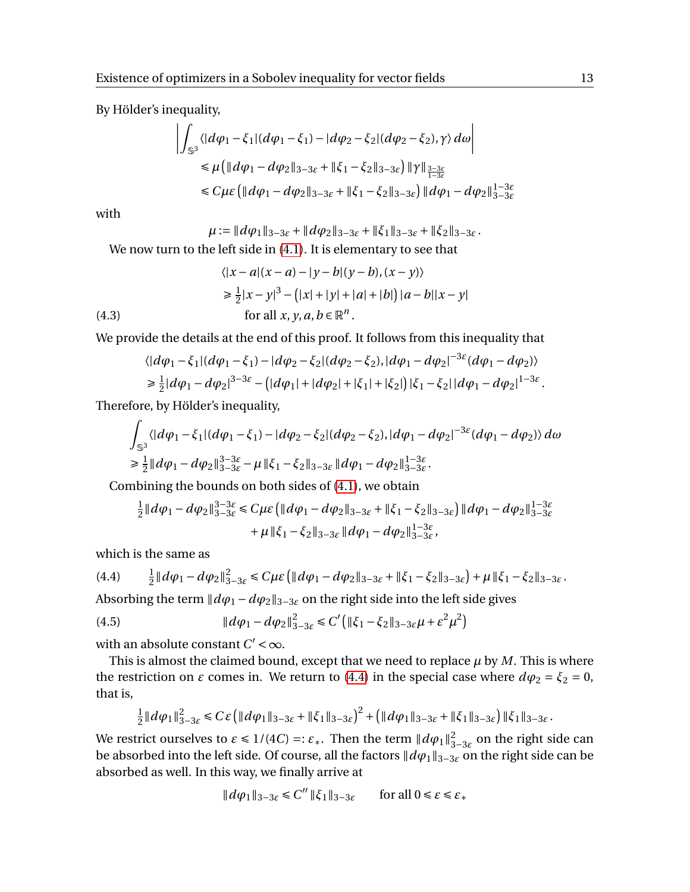By Hölder's inequality,

$$
\begin{aligned}
&\left| \int_{\mathbb{S}^3} \langle |d\varphi_1 - \xi_1|(d\varphi_1 - \xi_1) - |d\varphi_2 - \xi_2|(d\varphi_2 - \xi_2), \gamma \rangle \, d\omega \right| \\
&\quad \leqslant \mu \left( \|d\varphi_1 - d\varphi_2\|_{3-3\varepsilon} + \|\xi_1 - \xi_2\|_{3-3\varepsilon} \right) \|\gamma\|_{\frac{3-3\varepsilon}{1-3\varepsilon}} \\
&\quad \leqslant C\mu\varepsilon \left( \|d\varphi_1 - d\varphi_2\|_{3-3\varepsilon} + \|\xi_1 - \xi_2\|_{3-3\varepsilon} \right) \|d\varphi_1 - d\varphi_2\|_{3-3\varepsilon}^{1-3\varepsilon}
\end{aligned}
$$

with

$$
\mu := \|d\varphi_1\|_{3-3\varepsilon} + \|d\varphi_2\|_{3-3\varepsilon} + \|\xi_1\|_{3-3\varepsilon} + \|\xi_2\|_{3-3\varepsilon}.
$$

We now turn to the left side in (4.1). It is elementary to see that

$$
\begin{aligned}
&\langle |x-a|(x-a) - |y-b|(y-b), (x-y) \rangle \\
&\quad \geqslant \tfrac{1}{2}|x-y|^3 - \left( |x| + |y| + |a| + |b| \right) |a-b||x-y| \\
&\qquad \text{for all } x, y, a, b \in \mathbb{R}^n. 
\end{aligned} \tag{4.3}
$$

We provide the details at the end of this proof. It follows from this inequality that

$$
\begin{aligned}
&\langle |d\varphi_1 - \xi_1|(d\varphi_1 - \xi_1) - |d\varphi_2 - \xi_2|(d\varphi_2 - \xi_2), |d\varphi_1 - d\varphi_2|^{-3\varepsilon}(d\varphi_1 - d\varphi_2) \rangle \\
&\geqslant \tfrac{1}{2}|d\varphi_1 - d\varphi_2|^{3-3\varepsilon} - \left( |d\varphi_1| + |d\varphi_2| + |\xi_1| + |\xi_2| \right) |\xi_1 - \xi_2| \, |d\varphi_1 - d\varphi_2|^{1-3\varepsilon}.
\end{aligned}
$$

Therefore, by Hölder's inequality,

$$
\begin{aligned}
&\int_{\mathbb{S}^3} \langle |d\varphi_1 - \xi_1|(d\varphi_1 - \xi_1) - |d\varphi_2 - \xi_2|(d\varphi_2 - \xi_2), |d\varphi_1 - d\varphi_2|^{-3\varepsilon}(d\varphi_1 - d\varphi_2) \rangle \, d\omega \\
&\geqslant \tfrac{1}{2}\|d\varphi_1 - d\varphi_2\|_{3-3\varepsilon}^{3-3\varepsilon} - \mu \|\xi_1 - \xi_2\|_{3-3\varepsilon} \|d\varphi_1 - d\varphi_2\|_{3-3\varepsilon}^{1-3\varepsilon}.
\end{aligned}
$$

Combining the bounds on both sides of (4.1), we obtain

$$
\begin{aligned}
\tfrac{1}{2}\|d\varphi_1 - d\varphi_2\|_{3-3\varepsilon}^{3-3\varepsilon} &\leqslant C\mu\varepsilon \left( \|d\varphi_1 - d\varphi_2\|_{3-3\varepsilon} + \|\xi_1 - \xi_2\|_{3-3\varepsilon} \right) \|d\varphi_1 - d\varphi_2\|_{3-3\varepsilon}^{1-3\varepsilon} \\
&\quad + \mu \|\xi_1 - \xi_2\|_{3-3\varepsilon} \|d\varphi_1 - d\varphi_2\|_{3-3\varepsilon}^{1-3\varepsilon},
\end{aligned}
$$

which is the same as

$$
\tfrac{1}{2}\|d\varphi_1 - d\varphi_2\|_{3-3\varepsilon}^{2} \leqslant C\mu\varepsilon \left( \|d\varphi_1 - d\varphi_2\|_{3-3\varepsilon} + \|\xi_1 - \xi_2\|_{3-3\varepsilon} \right) + \mu \|\xi_1 - \xi_2\|_{3-3\varepsilon}. \tag{4.4}
$$

Absorbing the term $\|d\varphi_1 - d\varphi_2\|_{3-3\varepsilon}$ on the right side into the left side gives

$$
\|d\varphi_1 - d\varphi_2\|_{3-3\varepsilon}^{2} \leqslant C' \left( \|\xi_1 - \xi_2\|_{3-3\varepsilon}\mu + \varepsilon^2\mu^2 \right) \tag{4.5}
$$

with an absolute constant $C' < \infty$.

This is almost the claimed bound, except that we need to replace $\mu$ by $M$. This is where the restriction on $\varepsilon$ comes in. We return to (4.4) in the special case where $d\varphi_2 = \xi_2 = 0$, that is,

$$
\tfrac{1}{2}\|d\varphi_1\|_{3-3\varepsilon}^{2} \leqslant C\varepsilon \left( \|d\varphi_1\|_{3-3\varepsilon} + \|\xi_1\|_{3-3\varepsilon} \right)^2 + \left( \|d\varphi_1\|_{3-3\varepsilon} + \|\xi_1\|_{3-3\varepsilon} \right) \|\xi_1\|_{3-3\varepsilon}.
$$

We restrict ourselves to $\varepsilon \leqslant 1/(4C) =: \varepsilon_*$. Then the term $\|d\varphi_1\|_{3-3\varepsilon}^2$ on the right side can be absorbed into the left side. Of course, all the factors $\|d\varphi_1\|_{3-3\varepsilon}$ on the right side can be absorbed as well. In this way, we finally arrive at

$$
\|d\varphi_1\|_{3-3\varepsilon} \leqslant C'' \|\xi_1\|_{3-3\varepsilon} \qquad \text{for all } 0 \leqslant \varepsilon \leqslant \varepsilon_*
$$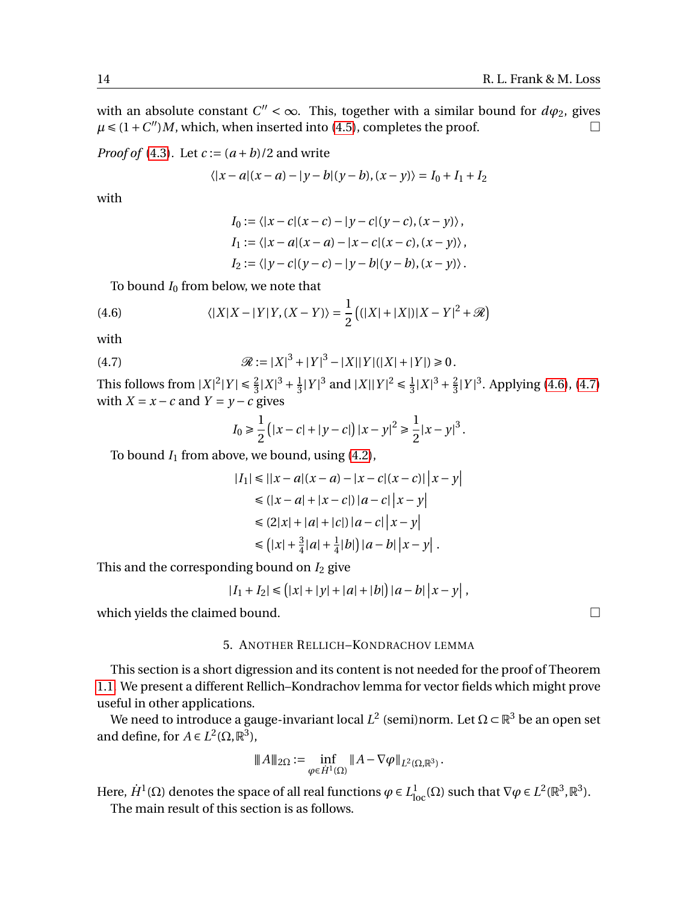with an absolute constant $C'' < \infty$. This, together with a similar bound for $d\varphi_2$, gives $\mu \leqslant (1+C'')M$, which, when inserted into (4.5), completes the proof. $\square$

*Proof of* (4.3). Let $c := (a+b)/2$ and write

$$\langle |x-a|(x-a) - |y-b|(y-b), (x-y)\rangle = I_0 + I_1 + I_2$$

with

$$
\begin{aligned}
I_0 &:= \langle |x-c|(x-c) - |y-c|(y-c), (x-y)\rangle\,, \\
I_1 &:= \langle |x-a|(x-a) - |x-c|(x-c), (x-y)\rangle\,, \\
I_2 &:= \langle |y-c|(y-c) - |y-b|(y-b), (x-y)\rangle\,.
\end{aligned}
$$

To bound $I_0$ from below, we note that

$$\langle |X|X - |Y|Y, (X-Y)\rangle = \frac{1}{2}\left((|X|+|X|)|X-Y|^2 + \mathscr{R}\right) \tag{4.6}$$

with

$$\mathscr{R} := |X|^3 + |Y|^3 - |X||Y|(|X|+|Y|) \geqslant 0\,. \tag{4.7}$$

This follows from $|X|^2|Y| \leqslant \frac{2}{3}|X|^3 + \frac{1}{3}|Y|^3$ and $|X||Y|^2 \leqslant \frac{1}{3}|X|^3 + \frac{2}{3}|Y|^3$. Applying (4.6), (4.7) with $X = x-c$ and $Y = y-c$ gives

$$I_0 \geqslant \frac{1}{2}\left(|x-c| + |y-c|\right)|x-y|^2 \geqslant \frac{1}{2}|x-y|^3\,.$$

To bound $I_1$ from above, we bound, using (4.2),

$$
\begin{aligned}
|I_1| &\leqslant \big||x-a|(x-a) - |x-c|(x-c)\big|\,\big|x-y\big| \\
&\leqslant (|x-a| + |x-c|)\,|a-c|\,\big|x-y\big| \\
&\leqslant (2|x| + |a| + |c|)\,|a-c|\,\big|x-y\big| \\
&\leqslant \left(|x| + \tfrac{3}{4}|a| + \tfrac{1}{4}|b|\right)|a-b|\,\big|x-y\big|\,.
\end{aligned}
$$

This and the corresponding bound on $I_2$ give

$$|I_1 + I_2| \leqslant \left(|x| + |y| + |a| + |b|\right)|a-b|\,\big|x-y\big|\,,$$

which yields the claimed bound. $\square$

## 5. Another Rellich–Kondrachov lemma

This section is a short digression and its content is not needed for the proof of Theorem 1.1. We present a different Rellich–Kondrachov lemma for vector fields which might prove useful in other applications.

We need to introduce a gauge-invariant local $L^2$ (semi)norm. Let $\Omega \subset \mathbb{R}^3$ be an open set and define, for $A \in L^2(\Omega, \mathbb{R}^3)$,

$$\|A\|_{2\Omega} := \inf_{\varphi \in \dot{H}^1(\Omega)} \|A - \nabla\varphi\|_{L^2(\Omega,\mathbb{R}^3)}\,.$$

Here, $\dot{H}^1(\Omega)$ denotes the space of all real functions $\varphi \in L^1_{\mathrm{loc}}(\Omega)$ such that $\nabla\varphi \in L^2(\mathbb{R}^3, \mathbb{R}^3)$.

The main result of this section is as follows.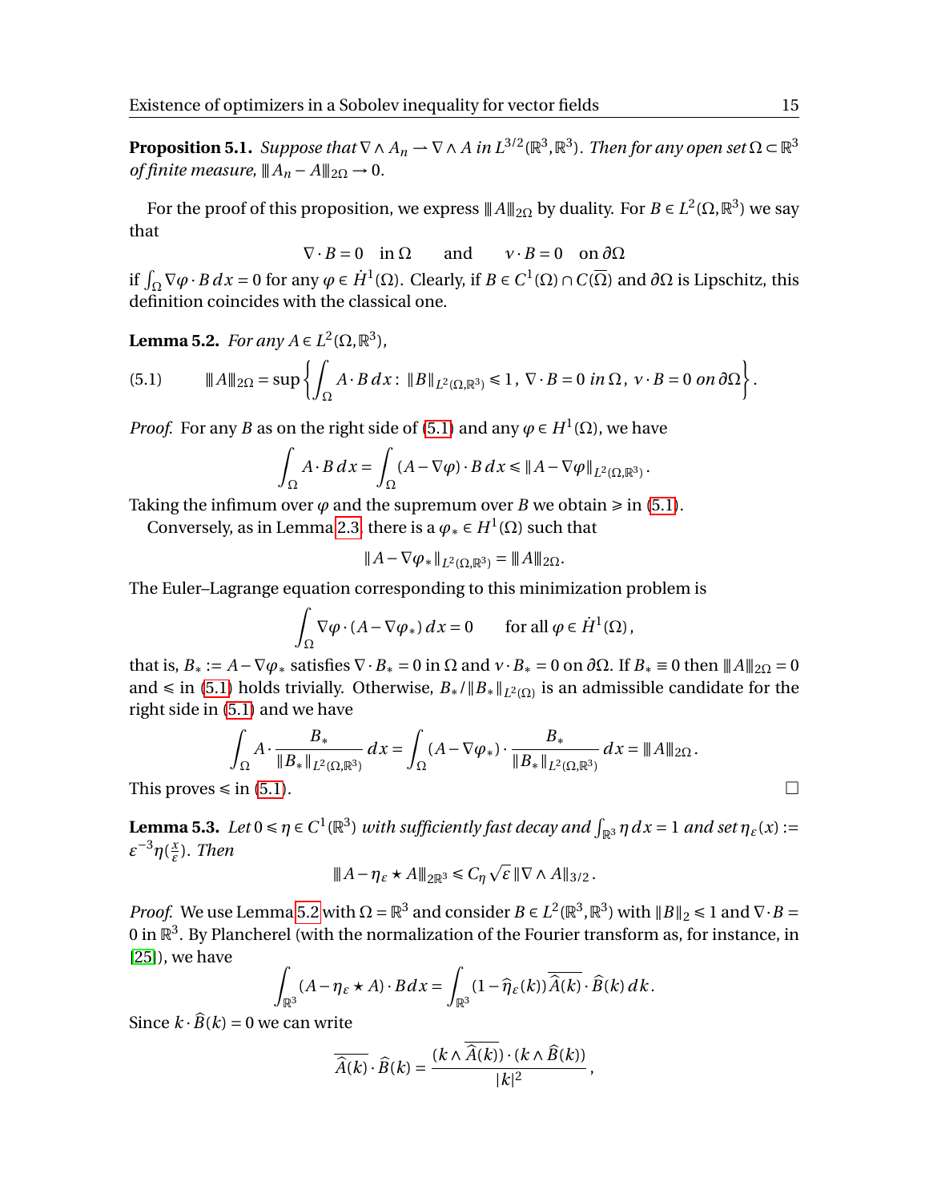**Proposition 5.1.** *Suppose that $\nabla \wedge A_n \rightharpoonup \nabla \wedge A$ in $L^{3/2}(\mathbb{R}^3, \mathbb{R}^3)$. Then for any open set $\Omega \subset \mathbb{R}^3$ of finite measure, $|||A_n - A|||_{2\Omega} \to 0$.*

For the proof of this proposition, we express $|||A|||_{2\Omega}$ by duality. For $B \in L^2(\Omega, \mathbb{R}^3)$ we say that

$$\nabla \cdot B = 0 \quad \text{in } \Omega \qquad \text{and} \qquad \nu \cdot B = 0 \quad \text{on } \partial\Omega$$

if $\int_\Omega \nabla\varphi \cdot B \, dx = 0$ for any $\varphi \in \dot{H}^1(\Omega)$. Clearly, if $B \in C^1(\Omega) \cap C(\overline{\Omega})$ and $\partial\Omega$ is Lipschitz, this definition coincides with the classical one.

**Lemma 5.2.** *For any $A \in L^2(\Omega, \mathbb{R}^3)$,*

$$|||A|||_{2\Omega} = \sup\left\{ \int_\Omega A \cdot B \, dx : \|B\|_{L^2(\Omega, \mathbb{R}^3)} \leqslant 1, \ \nabla \cdot B = 0 \text{ in } \Omega, \ \nu \cdot B = 0 \text{ on } \partial\Omega \right\}. \tag{5.1}$$

*Proof.* For any $B$ as on the right side of (5.1) and any $\varphi \in H^1(\Omega)$, we have

$$\int_\Omega A \cdot B \, dx = \int_\Omega (A - \nabla\varphi) \cdot B \, dx \leqslant \|A - \nabla\varphi\|_{L^2(\Omega, \mathbb{R}^3)}.$$

Taking the infimum over $\varphi$ and the supremum over $B$ we obtain $\geqslant$ in (5.1).

Conversely, as in Lemma 2.3, there is a $\varphi_* \in H^1(\Omega)$ such that

$$\|A - \nabla\varphi_*\|_{L^2(\Omega, \mathbb{R}^3)} = |||A|||_{2\Omega}.$$

The Euler–Lagrange equation corresponding to this minimization problem is

$$\int_\Omega \nabla\varphi \cdot (A - \nabla\varphi_*) \, dx = 0 \qquad \text{for all } \varphi \in \dot{H}^1(\Omega),$$

that is, $B_* := A - \nabla\varphi_*$ satisfies $\nabla \cdot B_* = 0$ in $\Omega$ and $\nu \cdot B_* = 0$ on $\partial\Omega$. If $B_* \equiv 0$ then $|||A|||_{2\Omega} = 0$ and $\leqslant$ in (5.1) holds trivially. Otherwise, $B_*/\|B_*\|_{L^2(\Omega)}$ is an admissible candidate for the right side in (5.1) and we have

$$\int_\Omega A \cdot \frac{B_*}{\|B_*\|_{L^2(\Omega, \mathbb{R}^3)}} \, dx = \int_\Omega (A - \nabla\varphi_*) \cdot \frac{B_*}{\|B_*\|_{L^2(\Omega, \mathbb{R}^3)}} \, dx = |||A|||_{2\Omega}.$$

This proves $\leqslant$ in (5.1). □

**Lemma 5.3.** *Let $0 \leqslant \eta \in C^1(\mathbb{R}^3)$ with sufficiently fast decay and $\int_{\mathbb{R}^3} \eta \, dx = 1$ and set $\eta_\varepsilon(x) := \varepsilon^{-3}\eta(\frac{x}{\varepsilon})$. Then*

$$|||A - \eta_\varepsilon \star A|||_{2\mathbb{R}^3} \leqslant C_\eta \sqrt{\varepsilon} \, \|\nabla \wedge A\|_{3/2}.$$

*Proof.* We use Lemma 5.2 with $\Omega = \mathbb{R}^3$ and consider $B \in L^2(\mathbb{R}^3, \mathbb{R}^3)$ with $\|B\|_2 \leqslant 1$ and $\nabla \cdot B = 0$ in $\mathbb{R}^3$. By Plancherel (with the normalization of the Fourier transform as, for instance, in [25]), we have

$$\int_{\mathbb{R}^3} (A - \eta_\varepsilon \star A) \cdot B \, dx = \int_{\mathbb{R}^3} (1 - \widehat{\eta}_\varepsilon(k)) \overline{\widehat{A}(k)} \cdot \widehat{B}(k) \, dk.$$

Since $k \cdot \widehat{B}(k) = 0$ we can write

$$\overline{\widehat{A}(k)} \cdot \widehat{B}(k) = \frac{(k \wedge \overline{\widehat{A}(k)}) \cdot (k \wedge \widehat{B}(k))}{|k|^2},$$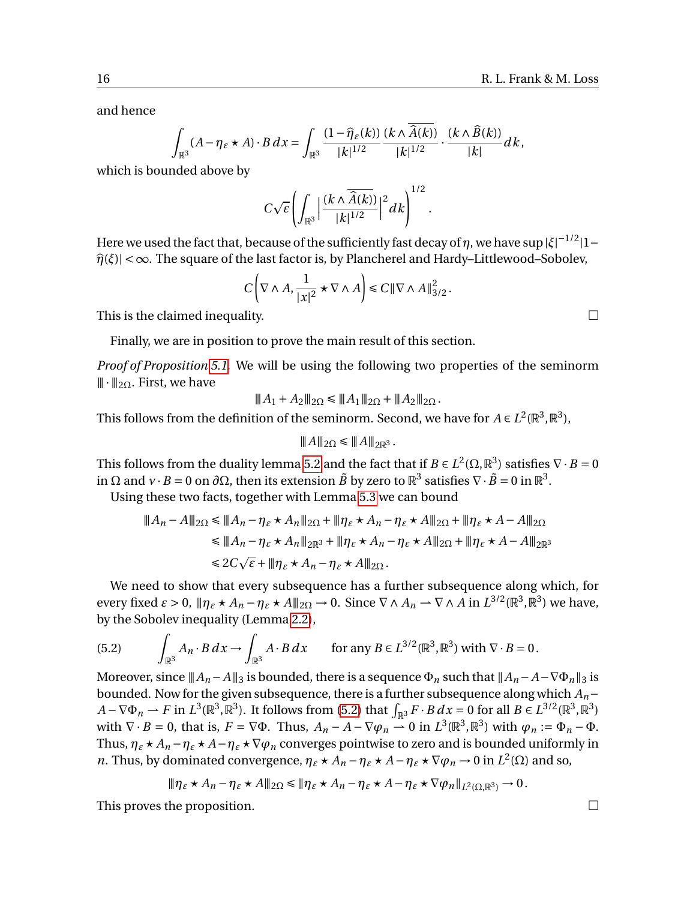and hence

$$\int_{\mathbb{R}^3} (A - \eta_\varepsilon \star A) \cdot B \, dx = \int_{\mathbb{R}^3} \frac{(1 - \widehat{\eta}_\varepsilon(k))}{|k|^{1/2}} \frac{(k \wedge \overline{\widehat{A}(k)})}{|k|^{1/2}} \cdot \frac{(k \wedge \widehat{B}(k))}{|k|} dk,$$

which is bounded above by

$$C\sqrt{\varepsilon} \left( \int_{\mathbb{R}^3} \left| \frac{(k \wedge \overline{\widehat{A}(k)})}{|k|^{1/2}} \right|^2 dk \right)^{1/2}.$$

Here we used the fact that, because of the sufficiently fast decay of $\eta$, we have $\sup |\xi|^{-1/2} |1 - \widehat{\eta}(\xi)| < \infty$. The square of the last factor is, by Plancherel and Hardy–Littlewood–Sobolev,

$$C \left( \nabla \wedge A, \frac{1}{|x|^2} \star \nabla \wedge A \right) \leq C \| \nabla \wedge A \|_{3/2}^2 .$$

This is the claimed inequality. $\square$

Finally, we are in position to prove the main result of this section.

*Proof of Proposition 5.1.* We will be using the following two properties of the seminorm $|||\cdot|||_{2\Omega}$. First, we have

$$|||A_1 + A_2|||_{2\Omega} \leq |||A_1|||_{2\Omega} + |||A_2|||_{2\Omega} .$$

This follows from the definition of the seminorm. Second, we have for $A \in L^2(\mathbb{R}^3, \mathbb{R}^3)$,

$$|||A|||_{2\Omega} \leq |||A|||_{2\mathbb{R}^3} .$$

This follows from the duality lemma 5.2 and the fact that if $B \in L^2(\Omega, \mathbb{R}^3)$ satisfies $\nabla \cdot B = 0$ in $\Omega$ and $\nu \cdot B = 0$ on $\partial\Omega$, then its extension $\tilde{B}$ by zero to $\mathbb{R}^3$ satisfies $\nabla \cdot \tilde{B} = 0$ in $\mathbb{R}^3$.

Using these two facts, together with Lemma 5.3 we can bound

$$\begin{aligned} |||A_n - A|||_{2\Omega} &\leq |||A_n - \eta_\varepsilon \star A_n|||_{2\Omega} + |||\eta_\varepsilon \star A_n - \eta_\varepsilon \star A|||_{2\Omega} + |||\eta_\varepsilon \star A - A|||_{2\Omega} \\ &\leq |||A_n - \eta_\varepsilon \star A_n|||_{2\mathbb{R}^3} + |||\eta_\varepsilon \star A_n - \eta_\varepsilon \star A|||_{2\Omega} + |||\eta_\varepsilon \star A - A|||_{2\mathbb{R}^3} \\ &\leq 2C\sqrt{\varepsilon} + |||\eta_\varepsilon \star A_n - \eta_\varepsilon \star A|||_{2\Omega} . \end{aligned}$$

We need to show that every subsequence has a further subsequence along which, for every fixed $\varepsilon > 0$, $|||\eta_\varepsilon \star A_n - \eta_\varepsilon \star A|||_{2\Omega} \to 0$. Since $\nabla \wedge A_n \rightharpoonup \nabla \wedge A$ in $L^{3/2}(\mathbb{R}^3, \mathbb{R}^3)$ we have, by the Sobolev inequality (Lemma 2.2),

$$\int_{\mathbb{R}^3} A_n \cdot B \, dx \to \int_{\mathbb{R}^3} A \cdot B \, dx \qquad \text{for any } B \in L^{3/2}(\mathbb{R}^3, \mathbb{R}^3) \text{ with } \nabla \cdot B = 0. \tag{5.2}$$

Moreover, since $|||A_n - A|||_3$ is bounded, there is a sequence $\Phi_n$ such that $\|A_n - A - \nabla \Phi_n\|_3$ is bounded. Now for the given subsequence, there is a further subsequence along which $A_n - A - \nabla \Phi_n \rightharpoonup F$ in $L^3(\mathbb{R}^3, \mathbb{R}^3)$. It follows from (5.2) that $\int_{\mathbb{R}^3} F \cdot B \, dx = 0$ for all $B \in L^{3/2}(\mathbb{R}^3, \mathbb{R}^3)$ with $\nabla \cdot B = 0$, that is, $F = \nabla \Phi$. Thus, $A_n - A - \nabla \varphi_n \rightharpoonup 0$ in $L^3(\mathbb{R}^3, \mathbb{R}^3)$ with $\varphi_n := \Phi_n - \Phi$. Thus, $\eta_\varepsilon \star A_n - \eta_\varepsilon \star A - \eta_\varepsilon \star \nabla \varphi_n$ converges pointwise to zero and is bounded uniformly in $n$. Thus, by dominated convergence, $\eta_\varepsilon \star A_n - \eta_\varepsilon \star A - \eta_\varepsilon \star \nabla \varphi_n \to 0$ in $L^2(\Omega)$ and so,

$$|||\eta_\varepsilon \star A_n - \eta_\varepsilon \star A|||_{2\Omega} \leq \|\eta_\varepsilon \star A_n - \eta_\varepsilon \star A - \eta_\varepsilon \star \nabla \varphi_n\|_{L^2(\Omega, \mathbb{R}^3)} \to 0 .$$

This proves the proposition. $\square$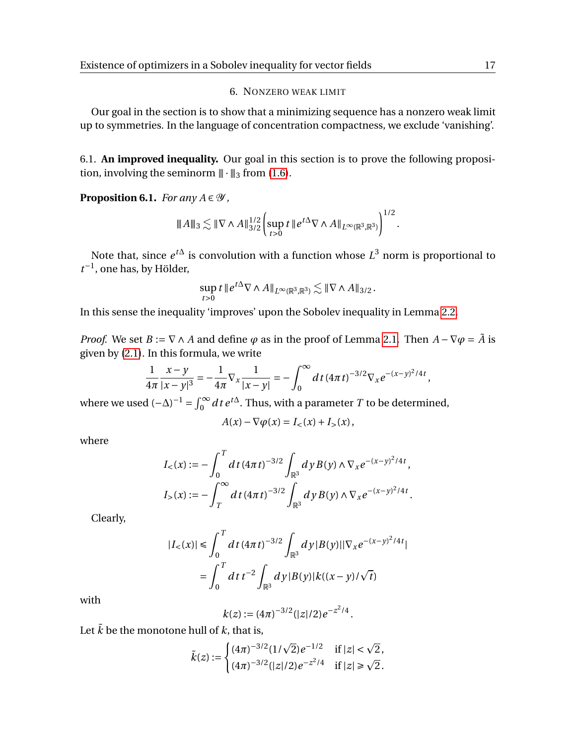## 6. Nonzero weak limit

Our goal in the section is to show that a minimizing sequence has a nonzero weak limit up to symmetries. In the language of concentration compactness, we exclude 'vanishing'.

### 6.1. An improved inequality.

Our goal in this section is to prove the following proposition, involving the seminorm $|||\cdot|||_3$ from (1.6).

**Proposition 6.1.** *For any $A \in \mathscr{Y}$,*

$$|||A|||_3 \lesssim \|\nabla\wedge A\|_{3/2}^{1/2}\left(\sup_{t>0} t\,\|e^{t\Delta}\nabla\wedge A\|_{L^\infty(\mathbb{R}^3,\mathbb{R}^3)}\right)^{1/2}.$$

Note that, since $e^{t\Delta}$ is convolution with a function whose $L^3$ norm is proportional to $t^{-1}$, one has, by Hölder,

$$\sup_{t>0} t\,\|e^{t\Delta}\nabla\wedge A\|_{L^\infty(\mathbb{R}^3,\mathbb{R}^3)} \lesssim \|\nabla\wedge A\|_{3/2}.$$

In this sense the inequality 'improves' upon the Sobolev inequality in Lemma 2.2.

*Proof.* We set $B := \nabla\wedge A$ and define $\varphi$ as in the proof of Lemma 2.1. Then $A - \nabla\varphi = \tilde{A}$ is given by (2.1). In this formula, we write

$$\frac{1}{4\pi}\frac{x-y}{|x-y|^3} = -\frac{1}{4\pi}\nabla_x\frac{1}{|x-y|} = -\int_0^\infty dt\,(4\pi t)^{-3/2}\nabla_x e^{-(x-y)^2/4t},$$

where we used $(-\Delta)^{-1} = \int_0^\infty dt\, e^{t\Delta}$. Thus, with a parameter $T$ to be determined,

$$A(x) - \nabla\varphi(x) = I_<(x) + I_>(x),$$

where

$$I_<(x) := -\int_0^T dt\,(4\pi t)^{-3/2}\int_{\mathbb{R}^3} dy\, B(y)\wedge\nabla_x e^{-(x-y)^2/4t},$$
$$I_>(x) := -\int_T^\infty dt\,(4\pi t)^{-3/2}\int_{\mathbb{R}^3} dy\, B(y)\wedge\nabla_x e^{-(x-y)^2/4t}.$$

Clearly,

$$|I_<(x)| \leq \int_0^T dt\,(4\pi t)^{-3/2}\int_{\mathbb{R}^3} dy\,|B(y)||\nabla_x e^{-(x-y)^2/4t}|$$
$$= \int_0^T dt\, t^{-2}\int_{\mathbb{R}^3} dy\,|B(y)|k((x-y)/\sqrt{t})$$

with

$$k(z) := (4\pi)^{-3/2}(|z|/2)e^{-z^2/4}.$$

Let $\tilde{k}$ be the monotone hull of $k$, that is,

$$\tilde{k}(z) := \begin{cases} (4\pi)^{-3/2}(1/\sqrt{2})e^{-1/2} & \text{if } |z| < \sqrt{2}, \\ (4\pi)^{-3/2}(|z|/2)e^{-z^2/4} & \text{if } |z| \geq \sqrt{2}. \end{cases}$$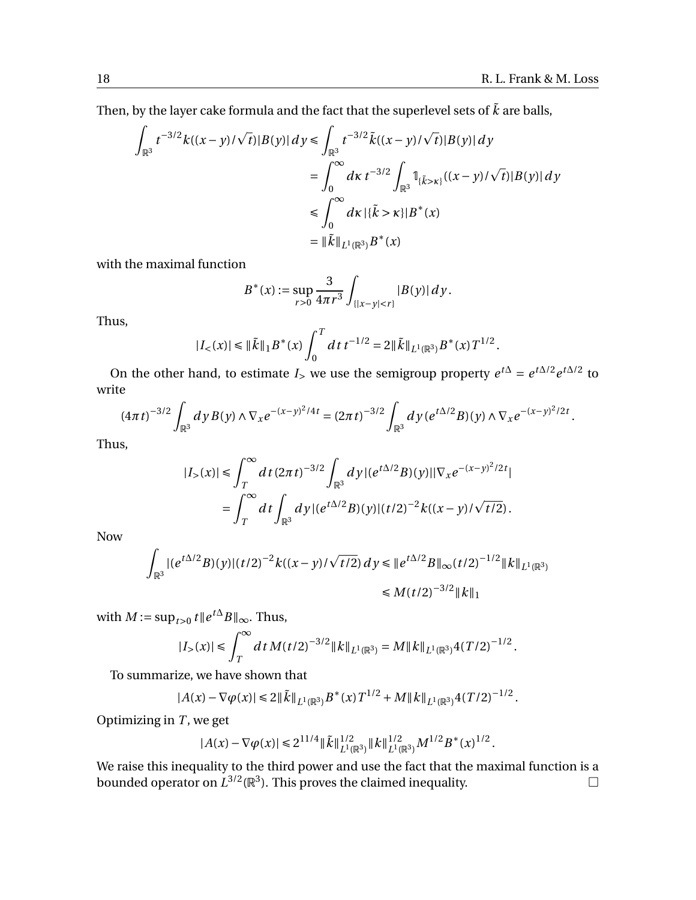Then, by the layer cake formula and the fact that the superlevel sets of $\tilde{k}$ are balls,

$$
\begin{aligned}
\int_{\mathbb{R}^3} t^{-3/2} k((x-y)/\sqrt{t})|B(y)|\,dy &\leqslant \int_{\mathbb{R}^3} t^{-3/2} \tilde{k}((x-y)/\sqrt{t})|B(y)|\,dy \\
&= \int_0^\infty d\kappa\, t^{-3/2} \int_{\mathbb{R}^3} \mathbb{1}_{\{\tilde{k}>\kappa\}}((x-y)/\sqrt{t})|B(y)|\,dy \\
&\leqslant \int_0^\infty d\kappa\, |\{\tilde{k}>\kappa\}| B^*(x) \\
&= \|\tilde{k}\|_{L^1(\mathbb{R}^3)} B^*(x)
\end{aligned}
$$

with the maximal function

$$
B^*(x) := \sup_{r>0} \frac{3}{4\pi r^3} \int_{\{|x-y|<r\}} |B(y)|\,dy.
$$

Thus,

$$
|I_<(x)| \leqslant \|\tilde{k}\|_1 B^*(x) \int_0^T dt\, t^{-1/2} = 2\|\tilde{k}\|_{L^1(\mathbb{R}^3)} B^*(x) T^{1/2}.
$$

On the other hand, to estimate $I_>$ we use the semigroup property $e^{t\Delta} = e^{t\Delta/2} e^{t\Delta/2}$ to write

$$
(4\pi t)^{-3/2} \int_{\mathbb{R}^3} dy\, B(y) \wedge \nabla_x e^{-(x-y)^2/4t} = (2\pi t)^{-3/2} \int_{\mathbb{R}^3} dy\, (e^{t\Delta/2} B)(y) \wedge \nabla_x e^{-(x-y)^2/2t}.
$$

Thus,

$$
\begin{aligned}
|I_>(x)| &\leqslant \int_T^\infty dt\, (2\pi t)^{-3/2} \int_{\mathbb{R}^3} dy\, |(e^{t\Delta/2}B)(y)||\nabla_x e^{-(x-y)^2/2t}| \\
&= \int_T^\infty dt \int_{\mathbb{R}^3} dy\, |(e^{t\Delta/2}B)(y)|(t/2)^{-2} k((x-y)/\sqrt{t/2}).
\end{aligned}
$$

Now

$$
\begin{aligned}
\int_{\mathbb{R}^3} |(e^{t\Delta/2}B)(y)|(t/2)^{-2} k((x-y)/\sqrt{t/2})\,dy &\leqslant \|e^{t\Delta/2}B\|_\infty (t/2)^{-1/2} \|k\|_{L^1(\mathbb{R}^3)} \\
&\leqslant M(t/2)^{-3/2} \|k\|_1
\end{aligned}
$$

with $M := \sup_{t>0} t\|e^{t\Delta}B\|_\infty$. Thus,

$$
|I_>(x)| \leqslant \int_T^\infty dt\, M(t/2)^{-3/2} \|k\|_{L^1(\mathbb{R}^3)} = M\|k\|_{L^1(\mathbb{R}^3)} 4(T/2)^{-1/2}.
$$

To summarize, we have shown that

$$
|A(x) - \nabla\varphi(x)| \leqslant 2\|\tilde{k}\|_{L^1(\mathbb{R}^3)} B^*(x) T^{1/2} + M\|k\|_{L^1(\mathbb{R}^3)} 4(T/2)^{-1/2}.
$$

Optimizing in $T$, we get

$$
|A(x) - \nabla\varphi(x)| \leqslant 2^{11/4} \|\tilde{k}\|_{L^1(\mathbb{R}^3)}^{1/2} \|k\|_{L^1(\mathbb{R}^3)}^{1/2} M^{1/2} B^*(x)^{1/2}.
$$

We raise this inequality to the third power and use the fact that the maximal function is a bounded operator on $L^{3/2}(\mathbb{R}^3)$. This proves the claimed inequality. □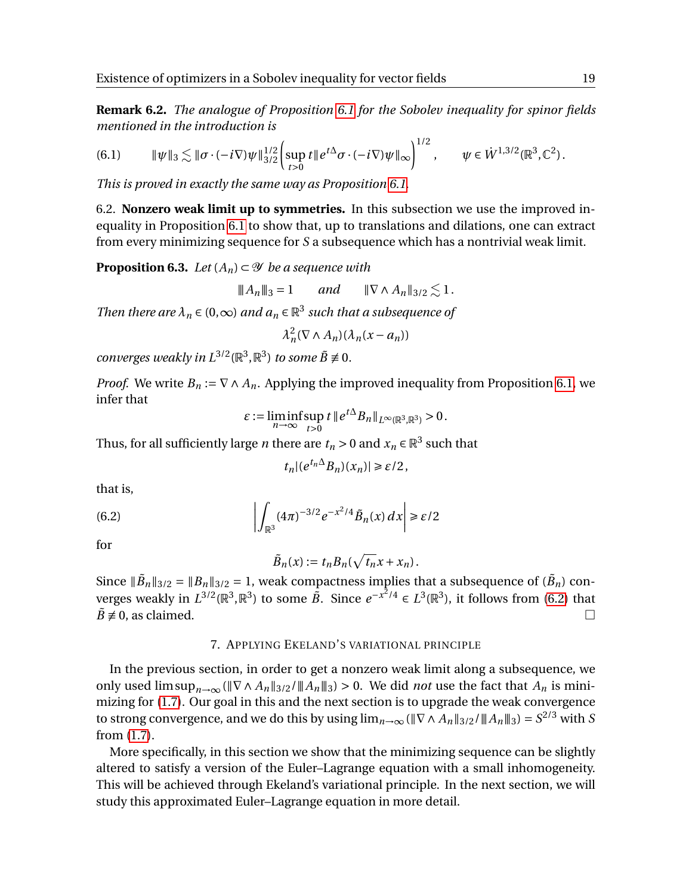**Remark 6.2.** *The analogue of Proposition 6.1 for the Sobolev inequality for spinor fields mentioned in the introduction is*

$$\|\psi\|_3 \lesssim \|\sigma\cdot(-i\nabla)\psi\|_{3/2}^{1/2}\left(\sup_{t>0} t\|e^{t\Delta}\sigma\cdot(-i\nabla)\psi\|_\infty\right)^{1/2}, \qquad \psi\in \dot W^{1,3/2}(\mathbb{R}^3,\mathbb{C}^2). \tag{6.1}$$

*This is proved in exactly the same way as Proposition 6.1.*

6.2. **Nonzero weak limit up to symmetries.** In this subsection we use the improved inequality in Proposition 6.1 to show that, up to translations and dilations, one can extract from every minimizing sequence for $S$ a subsequence which has a nontrivial weak limit.

**Proposition 6.3.** *Let $(A_n)\subset\mathcal{Y}$ be a sequence with*

$$|||A_n|||_3 = 1 \qquad \textit{and} \qquad \|\nabla\wedge A_n\|_{3/2}\lesssim 1\,.$$

*Then there are $\lambda_n\in(0,\infty)$ and $a_n\in\mathbb{R}^3$ such that a subsequence of*

$$\lambda_n^2(\nabla\wedge A_n)(\lambda_n(x-a_n))$$

*converges weakly in $L^{3/2}(\mathbb{R}^3,\mathbb{R}^3)$ to some $\tilde B\not\equiv 0$.*

*Proof.* We write $B_n := \nabla\wedge A_n$. Applying the improved inequality from Proposition 6.1, we infer that

$$\varepsilon := \liminf_{n\to\infty}\sup_{t>0} t\,\|e^{t\Delta}B_n\|_{L^\infty(\mathbb{R}^3,\mathbb{R}^3)}>0\,.$$

Thus, for all sufficiently large $n$ there are $t_n>0$ and $x_n\in\mathbb{R}^3$ such that

$$t_n|(e^{t_n\Delta}B_n)(x_n)|\geqslant \varepsilon/2\,,$$

that is,

$$\left|\int_{\mathbb{R}^3}(4\pi)^{-3/2}e^{-x^2/4}\tilde B_n(x)\,dx\right|\geqslant\varepsilon/2 \tag{6.2}$$

for

$$\tilde B_n(x) := t_n B_n(\sqrt{t_n}x+x_n)\,.$$

Since $\|\tilde B_n\|_{3/2} = \|B_n\|_{3/2}=1$, weak compactness implies that a subsequence of $(\tilde B_n)$ converges weakly in $L^{3/2}(\mathbb{R}^3,\mathbb{R}^3)$ to some $\tilde B$. Since $e^{-x^2/4}\in L^3(\mathbb{R}^3)$, it follows from (6.2) that $\tilde B\not\equiv 0$, as claimed. $\square$

## 7. Applying Ekeland's variational principle

In the previous section, in order to get a nonzero weak limit along a subsequence, we only used $\limsup_{n\to\infty}(\|\nabla\wedge A_n\|_{3/2}/|||A_n|||_3)>0$. We did *not* use the fact that $A_n$ is minimizing for (1.7). Our goal in this and the next section is to upgrade the weak convergence to strong convergence, and we do this by using $\lim_{n\to\infty}(\|\nabla\wedge A_n\|_{3/2}/|||A_n|||_3) = S^{2/3}$ with $S$ from (1.7).

More specifically, in this section we show that the minimizing sequence can be slightly altered to satisfy a version of the Euler–Lagrange equation with a small inhomogeneity. This will be achieved through Ekeland's variational principle. In the next section, we will study this approximated Euler–Lagrange equation in more detail.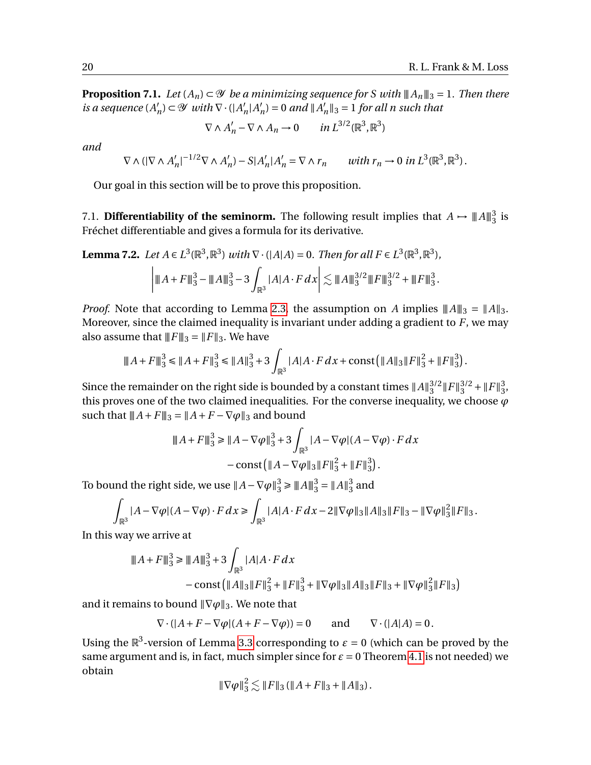**Proposition 7.1.** *Let $(A_n) \subset \mathcal{Y}$ be a minimizing sequence for $S$ with $|||A_n|||_3 = 1$. Then there is a sequence $(A'_n) \subset \mathcal{Y}$ with $\nabla \cdot (|A'_n| A'_n) = 0$ and $|||A'_n|||_3 = 1$ for all $n$ such that*

$$\nabla \wedge A'_n - \nabla \wedge A_n \to 0 \qquad \text{in } L^{3/2}(\mathbb{R}^3, \mathbb{R}^3)$$

*and*

$$\nabla \wedge (|\nabla \wedge A'_n|^{-1/2} \nabla \wedge A'_n) - S|A'_n|A'_n = \nabla \wedge r_n \qquad \text{with } r_n \to 0 \text{ in } L^3(\mathbb{R}^3, \mathbb{R}^3).$$

Our goal in this section will be to prove this proposition.

7.1. **Differentiability of the seminorm.** The following result implies that $A \mapsto |||A|||_3^3$ is Fréchet differentiable and gives a formula for its derivative.

**Lemma 7.2.** *Let $A \in L^3(\mathbb{R}^3, \mathbb{R}^3)$ with $\nabla \cdot (|A|A) = 0$. Then for all $F \in L^3(\mathbb{R}^3, \mathbb{R}^3)$,*

$$\left| |||A+F|||_3^3 - |||A|||_3^3 - 3\int_{\mathbb{R}^3} |A| A \cdot F \, dx \right| \lesssim |||A|||_3^{3/2} |||F|||_3^{3/2} + |||F|||_3^3 .$$

*Proof.* Note that according to Lemma 2.3, the assumption on $A$ implies $|||A|||_3 = \|A\|_3$. Moreover, since the claimed inequality is invariant under adding a gradient to $F$, we may also assume that $|||F|||_3 = \|F\|_3$. We have

$$|||A+F|||_3^3 \leq \|A+F\|_3^3 \leq \|A\|_3^3 + 3\int_{\mathbb{R}^3} |A|A \cdot F \, dx + \text{const}\left(\|A\|_3 \|F\|_3^2 + \|F\|_3^3\right).$$

Since the remainder on the right side is bounded by a constant times $\|A\|_3^{3/2} \|F\|_3^{3/2} + \|F\|_3^3$, this proves one of the two claimed inequalities. For the converse inequality, we choose $\varphi$ such that $|||A+F|||_3 = \|A+F-\nabla\varphi\|_3$ and bound

$$\begin{aligned}
|||A+F|||_3^3 \geq \|A-\nabla\varphi\|_3^3 + 3\int_{\mathbb{R}^3} |A-\nabla\varphi|(A-\nabla\varphi)\cdot F \, dx \\
- \text{const}\left(\|A-\nabla\varphi\|_3 \|F\|_3^2 + \|F\|_3^3\right).
\end{aligned}$$

To bound the right side, we use $\|A-\nabla\varphi\|_3^3 \geq |||A|||_3^3 = \|A\|_3^3$ and

$$\int_{\mathbb{R}^3} |A-\nabla\varphi|(A-\nabla\varphi)\cdot F \, dx \geq \int_{\mathbb{R}^3} |A|A\cdot F\, dx - 2\|\nabla\varphi\|_3 \|A\|_3 \|F\|_3 - \|\nabla\varphi\|_3^2 \|F\|_3 .$$

In this way we arrive at

$$\begin{aligned}
|||A+F|||_3^3 \geq |||A|||_3^3 + 3\int_{\mathbb{R}^3} |A|A\cdot F\, dx \\
- \text{const}\left(\|A\|_3\|F\|_3^2 + \|F\|_3^3 + \|\nabla\varphi\|_3 \|A\|_3 \|F\|_3 + \|\nabla\varphi\|_3^2 \|F\|_3\right)
\end{aligned}$$

and it remains to bound $\|\nabla\varphi\|_3$. We note that

$$\nabla\cdot(|A+F-\nabla\varphi|(A+F-\nabla\varphi)) = 0 \qquad \text{and} \qquad \nabla\cdot(|A|A) = 0 .$$

Using the $\mathbb{R}^3$-version of Lemma 3.3 corresponding to $\varepsilon = 0$ (which can be proved by the same argument and is, in fact, much simpler since for $\varepsilon = 0$ Theorem 4.1 is not needed) we obtain

$$\|\nabla\varphi\|_3^2 \lesssim \|F\|_3 \left(\|A+F\|_3 + \|A\|_3\right).$$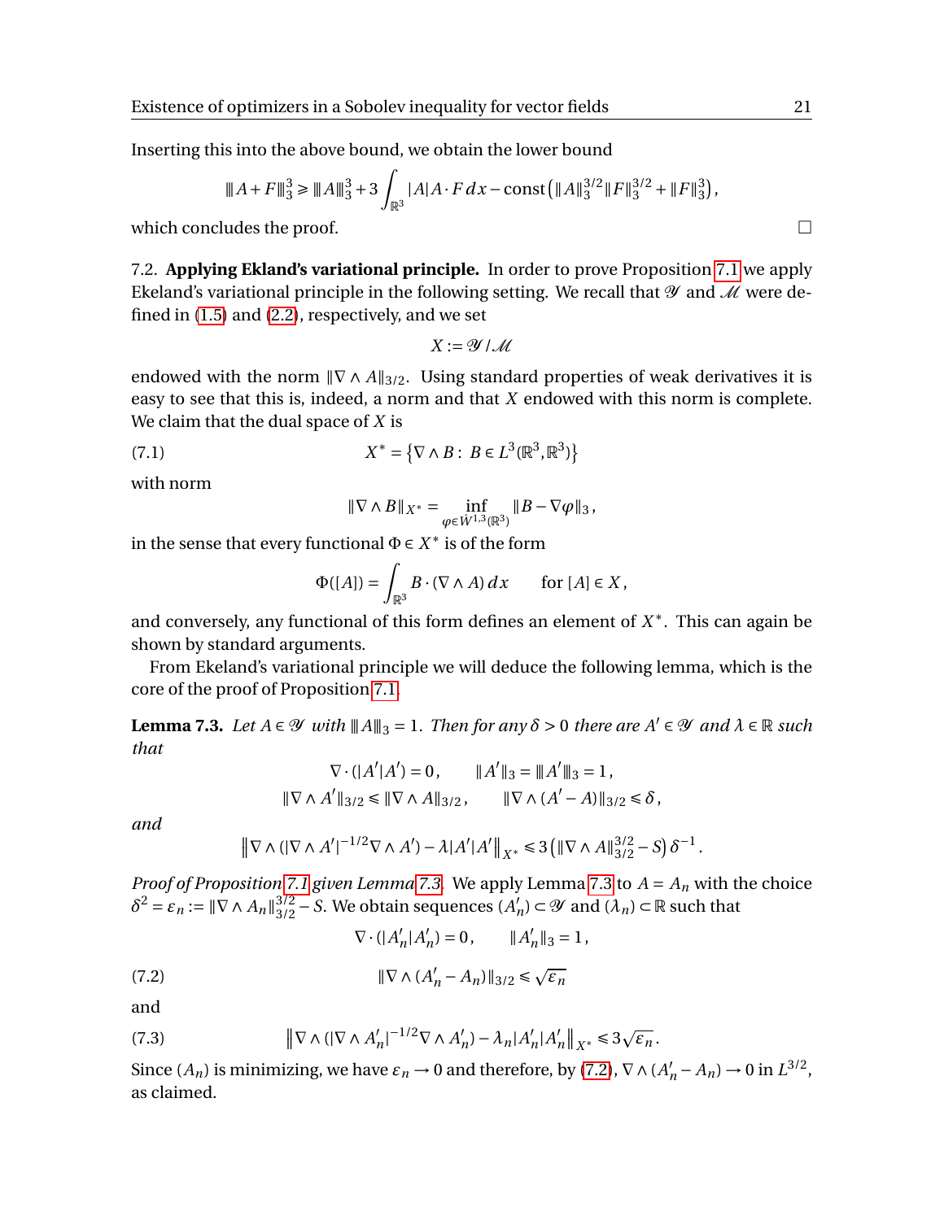Inserting this into the above bound, we obtain the lower bound

$$
⦀A+F⦀_3^3 \geq ⦀A⦀_3^3 + 3\int_{\mathbb{R}^3} |A|A\cdot F\,dx - \mathrm{const}\big(⦀A⦀_3^{3/2}\|F\|_3^{3/2} + \|F\|_3^3\big),
$$

which concludes the proof. □

7.2. **Applying Ekland's variational principle.** In order to prove Proposition 7.1 we apply Ekeland's variational principle in the following setting. We recall that $\mathscr{Y}$ and $\mathscr{M}$ were defined in (1.5) and (2.2), respectively, and we set

$$
X := \mathscr{Y}/\mathscr{M}
$$

endowed with the norm $\|\nabla\wedge A\|_{3/2}$. Using standard properties of weak derivatives it is easy to see that this is, indeed, a norm and that $X$ endowed with this norm is complete. We claim that the dual space of $X$ is

$$
X^* = \{\nabla\wedge B:\ B\in L^3(\mathbb{R}^3,\mathbb{R}^3)\} \tag{7.1}
$$

with norm

$$
\|\nabla\wedge B\|_{X^*} = \inf_{\varphi\in \dot W^{1,3}(\mathbb{R}^3)} \|B-\nabla\varphi\|_3\,,
$$

in the sense that every functional $\Phi\in X^*$ is of the form

$$
\Phi([A]) = \int_{\mathbb{R}^3} B\cdot(\nabla\wedge A)\,dx \qquad \text{for } [A]\in X\,,
$$

and conversely, any functional of this form defines an element of $X^*$. This can again be shown by standard arguments.

From Ekeland's variational principle we will deduce the following lemma, which is the core of the proof of Proposition 7.1.

**Lemma 7.3.** *Let $A\in\mathscr{Y}$ with $⦀A⦀_3 = 1$. Then for any $\delta>0$ there are $A'\in\mathscr{Y}$ and $\lambda\in\mathbb{R}$ such that*

$$
\nabla\cdot(|A'|A') = 0\,,\qquad \|A'\|_3 = ⦀A'⦀_3 = 1\,,
$$
$$
\|\nabla\wedge A'\|_{3/2} \leq \|\nabla\wedge A\|_{3/2}\,,\qquad \|\nabla\wedge(A'-A)\|_{3/2}\leq\delta\,,
$$

*and*

$$
\big\|\nabla\wedge(|\nabla\wedge A'|^{-1/2}\nabla\wedge A') - \lambda|A'|A'\big\|_{X^*} \leq 3\big(\|\nabla\wedge A\|_{3/2}^{3/2} - S\big)\,\delta^{-1}\,.
$$

*Proof of Proposition 7.1 given Lemma 7.3.* We apply Lemma 7.3 to $A = A_n$ with the choice $\delta^2 = \varepsilon_n := \|\nabla\wedge A_n\|_{3/2}^{3/2} - S$. We obtain sequences $(A_n')\subset\mathscr{Y}$ and $(\lambda_n)\subset\mathbb{R}$ such that

$$
\nabla\cdot(|A_n'|A_n') = 0\,,\qquad \|A_n'\|_3 = 1\,,
$$

$$
\|\nabla\wedge(A_n'-A_n)\|_{3/2}\leq\sqrt{\varepsilon_n} \tag{7.2}
$$

and

$$
\big\|\nabla\wedge(|\nabla\wedge A_n'|^{-1/2}\nabla\wedge A_n') - \lambda_n|A_n'|A_n'\big\|_{X^*}\leq 3\sqrt{\varepsilon_n}\,. \tag{7.3}
$$

Since $(A_n)$ is minimizing, we have $\varepsilon_n\to 0$ and therefore, by (7.2), $\nabla\wedge(A_n'-A_n)\to 0$ in $L^{3/2}$, as claimed.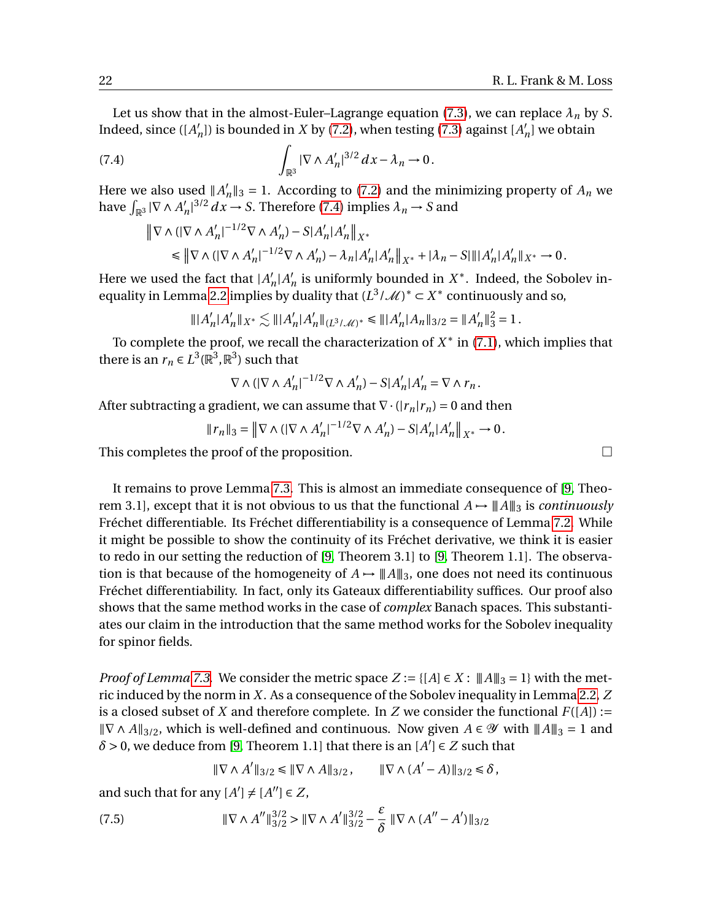Let us show that in the almost-Euler–Lagrange equation (7.3), we can replace $\lambda_n$ by $S$. Indeed, since $([A'_n])$ is bounded in $X$ by (7.2), when testing (7.3) against $[A'_n]$ we obtain

$$\int_{\mathbb{R}^3} |\nabla \wedge A'_n|^{3/2}\, dx - \lambda_n \to 0\,. \tag{7.4}$$

Here we also used $\|A'_n\|_3 = 1$. According to (7.2) and the minimizing property of $A_n$ we have $\int_{\mathbb{R}^3} |\nabla \wedge A'_n|^{3/2}\, dx \to S$. Therefore (7.4) implies $\lambda_n \to S$ and

$$\begin{aligned}
&\left\| \nabla \wedge (|\nabla \wedge A'_n|^{-1/2} \nabla \wedge A'_n) - S |A'_n| A'_n \right\|_{X^*} \\
&\quad \leq \left\| \nabla \wedge (|\nabla \wedge A'_n|^{-1/2} \nabla \wedge A'_n) - \lambda_n |A'_n| A'_n \right\|_{X^*} + |\lambda_n - S| \, \| |A'_n| A'_n \|_{X^*} \to 0\,.
\end{aligned}$$

Here we used the fact that $|A'_n|A'_n$ is uniformly bounded in $X^*$. Indeed, the Sobolev inequality in Lemma 2.2 implies by duality that $(L^3/\mathcal{M})^* \subset X^*$ continuously and so,

$$\| |A'_n| A'_n \|_{X^*} \lesssim \| |A'_n| A'_n \|_{(L^3/\mathcal{M})^*} \leq \| |A'_n| A_n \|_{3/2} = \|A'_n\|_3^2 = 1\,.$$

To complete the proof, we recall the characterization of $X^*$ in (7.1), which implies that there is an $r_n \in L^3(\mathbb{R}^3, \mathbb{R}^3)$ such that

$$\nabla \wedge (|\nabla \wedge A'_n|^{-1/2} \nabla \wedge A'_n) - S |A'_n| A'_n = \nabla \wedge r_n\,.$$

After subtracting a gradient, we can assume that $\nabla \cdot (|r_n| r_n) = 0$ and then

$$\|r_n\|_3 = \left\| \nabla \wedge (|\nabla \wedge A'_n|^{-1/2} \nabla \wedge A'_n) - S |A'_n| A'_n \right\|_{X^*} \to 0\,.$$

This completes the proof of the proposition. □

It remains to prove Lemma 7.3. This is almost an immediate consequence of [9, Theorem 3.1], except that it is not obvious to us that the functional $A \mapsto \|A\|_3$ is *continuously* Fréchet differentiable. Its Fréchet differentiability is a consequence of Lemma 7.2. While it might be possible to show the continuity of its Fréchet derivative, we think it is easier to redo in our setting the reduction of [9, Theorem 3.1] to [9, Theorem 1.1]. The observation is that because of the homogeneity of $A \mapsto \|A\|_3$, one does not need its continuous Fréchet differentiability. In fact, only its Gateaux differentiability suffices. Our proof also shows that the same method works in the case of *complex* Banach spaces. This substantiates our claim in the introduction that the same method works for the Sobolev inequality for spinor fields.

*Proof of Lemma 7.3.* We consider the metric space $Z := \{[A] \in X : \|A\|_3 = 1\}$ with the metric induced by the norm in $X$. As a consequence of the Sobolev inequality in Lemma 2.2, $Z$ is a closed subset of $X$ and therefore complete. In $Z$ we consider the functional $F([A]) := \|\nabla \wedge A\|_{3/2}$, which is well-defined and continuous. Now given $A \in \mathcal{Y}$ with $\|A\|_3 = 1$ and $\delta > 0$, we deduce from [9, Theorem 1.1] that there is an $[A'] \in Z$ such that

$$\|\nabla \wedge A'\|_{3/2} \leq \|\nabla \wedge A\|_{3/2}\,, \qquad \|\nabla \wedge (A' - A)\|_{3/2} \leq \delta\,,$$

and such that for any $[A'] \neq [A''] \in Z$,

$$\|\nabla \wedge A''\|_{3/2}^{3/2} > \|\nabla \wedge A'\|_{3/2}^{3/2} - \frac{\varepsilon}{\delta} \, \|\nabla \wedge (A'' - A')\|_{3/2} \tag{7.5}$$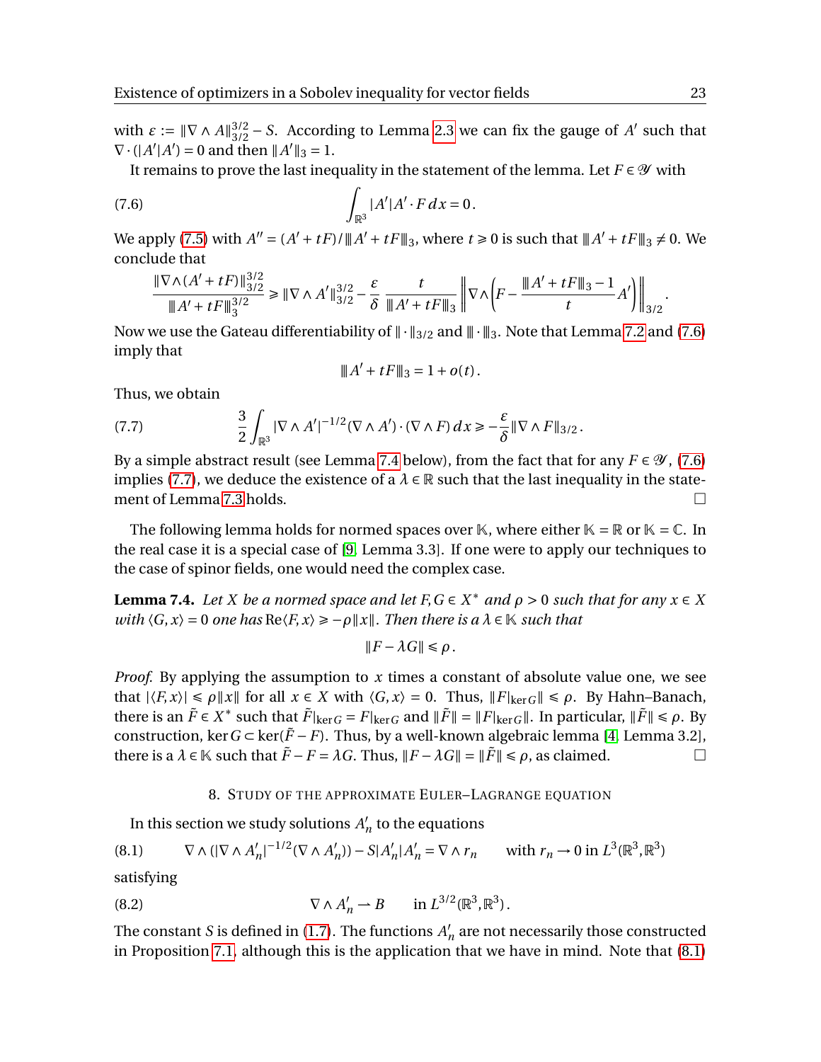with $\varepsilon := \|\nabla\wedge A\|_{3/2}^{3/2} - S$. According to Lemma 2.3 we can fix the gauge of $A'$ such that $\nabla\cdot(|A'|A') = 0$ and then $\|A'\|_3 = 1$.

It remains to prove the last inequality in the statement of the lemma. Let $F\in\mathscr{Y}$ with

$$\int_{\mathbb{R}^3} |A'|A'\cdot F\,dx = 0\,. \tag{7.6}$$

We apply (7.5) with $A'' = (A'+tF)/\|\!|A'+tF|\!\|_3$, where $t\geqslant 0$ is such that $\|\!|A'+tF|\!\|_3 \neq 0$. We conclude that

$$\frac{\|\nabla\wedge(A'+tF)\|_{3/2}^{3/2}}{\|\!|A'+tF|\!\|_3^{3/2}} \geqslant \|\nabla\wedge A'\|_{3/2}^{3/2} - \frac{\varepsilon}{\delta}\,\frac{t}{\|\!|A'+tF|\!\|_3}\left\|\nabla\wedge\left(F - \frac{\|\!|A'+tF|\!\|_3 - 1}{t}A'\right)\right\|_{3/2}.$$

Now we use the Gateau differentiability of $\|\cdot\|_{3/2}$ and $\|\!|\cdot|\!\|_3$. Note that Lemma 7.2 and (7.6) imply that

$$\|\!|A'+tF|\!\|_3 = 1 + o(t)\,.$$

Thus, we obtain

$$\frac{3}{2}\int_{\mathbb{R}^3} |\nabla\wedge A'|^{-1/2}(\nabla\wedge A')\cdot(\nabla\wedge F)\,dx \geqslant -\frac{\varepsilon}{\delta}\|\nabla\wedge F\|_{3/2}\,. \tag{7.7}$$

By a simple abstract result (see Lemma 7.4 below), from the fact that for any $F\in\mathscr{Y}$, (7.6) implies (7.7), we deduce the existence of a $\lambda\in\mathbb{R}$ such that the last inequality in the statement of Lemma 7.3 holds. $\square$

The following lemma holds for normed spaces over $\mathbb{K}$, where either $\mathbb{K}=\mathbb{R}$ or $\mathbb{K}=\mathbb{C}$. In the real case it is a special case of [9, Lemma 3.3]. If one were to apply our techniques to the case of spinor fields, one would need the complex case.

**Lemma 7.4.** *Let $X$ be a normed space and let $F,G\in X^*$ and $\rho>0$ such that for any $x\in X$ with $\langle G,x\rangle = 0$ one has $\operatorname{Re}\langle F,x\rangle \geqslant -\rho\|x\|$. Then there is a $\lambda\in\mathbb{K}$ such that*

$$\|F-\lambda G\| \leqslant \rho\,.$$

*Proof.* By applying the assumption to $x$ times a constant of absolute value one, we see that $|\langle F,x\rangle| \leqslant \rho\|x\|$ for all $x\in X$ with $\langle G,x\rangle = 0$. Thus, $\|F|_{\ker G}\| \leqslant \rho$. By Hahn–Banach, there is an $\tilde F\in X^*$ such that $\tilde F|_{\ker G} = F|_{\ker G}$ and $\|\tilde F\| = \|F|_{\ker G}\|$. In particular, $\|\tilde F\|\leqslant\rho$. By construction, $\ker G\subset\ker(\tilde F - F)$. Thus, by a well-known algebraic lemma [4, Lemma 3.2], there is a $\lambda\in\mathbb{K}$ such that $\tilde F - F = \lambda G$. Thus, $\|F-\lambda G\| = \|\tilde F\|\leqslant\rho$, as claimed. $\square$

## 8. Study of the approximate Euler–Lagrange equation

In this section we study solutions $A_n'$ to the equations

$$\nabla\wedge(|\nabla\wedge A_n'|^{-1/2}(\nabla\wedge A_n')) - S|A_n'|A_n' = \nabla\wedge r_n \qquad \text{with } r_n\to 0 \text{ in } L^3(\mathbb{R}^3,\mathbb{R}^3) \tag{8.1}$$

satisfying

$$\nabla\wedge A_n' \rightharpoonup B \qquad \text{in } L^{3/2}(\mathbb{R}^3,\mathbb{R}^3)\,. \tag{8.2}$$

The constant $S$ is defined in (1.7). The functions $A_n'$ are not necessarily those constructed in Proposition 7.1, although this is the application that we have in mind. Note that (8.1)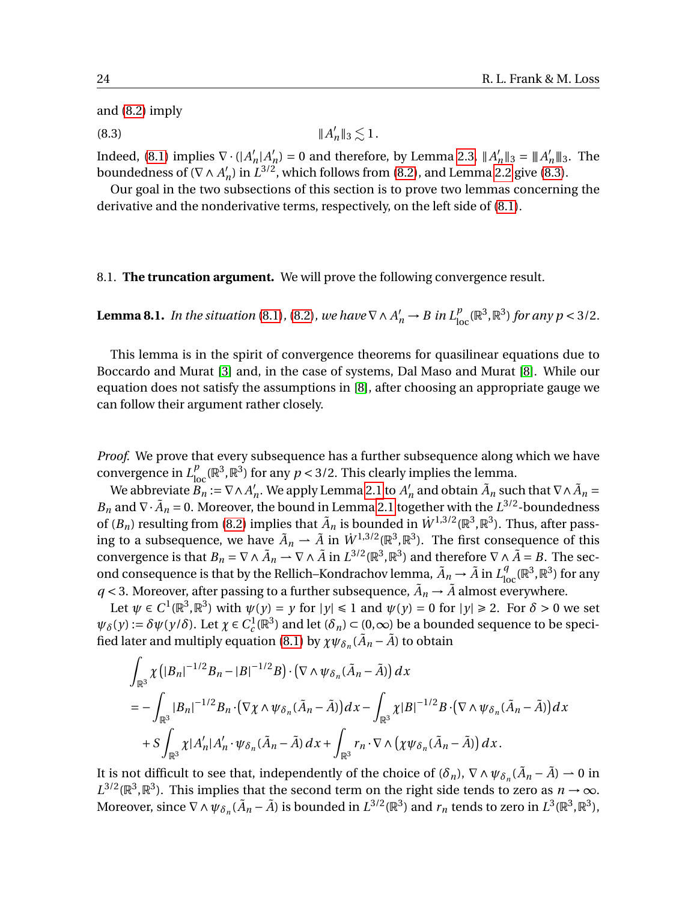and (8.2) imply

$$\|A'_n\|_3 \lesssim 1\,. \tag{8.3}$$

Indeed, (8.1) implies $\nabla\cdot(|A'_n|A'_n) = 0$ and therefore, by Lemma 2.3, $\|A'_n\|_3 = \|\!|A'_n|\!\|_3$. The boundedness of $(\nabla\wedge A'_n)$ in $L^{3/2}$, which follows from (8.2), and Lemma 2.2 give (8.3).

Our goal in the two subsections of this section is to prove two lemmas concerning the derivative and the nonderivative terms, respectively, on the left side of (8.1).

8.1. **The truncation argument.** We will prove the following convergence result.

**Lemma 8.1.** *In the situation* (8.1)*,* (8.2)*, we have* $\nabla\wedge A'_n \to B$ *in* $L^p_{\mathrm{loc}}(\mathbb{R}^3,\mathbb{R}^3)$ *for any* $p<3/2$*.*

This lemma is in the spirit of convergence theorems for quasilinear equations due to Boccardo and Murat [3] and, in the case of systems, Dal Maso and Murat [8]. While our equation does not satisfy the assumptions in [8], after choosing an appropriate gauge we can follow their argument rather closely.

*Proof.* We prove that every subsequence has a further subsequence along which we have convergence in $L^p_{\mathrm{loc}}(\mathbb{R}^3,\mathbb{R}^3)$ for any $p<3/2$. This clearly implies the lemma.

We abbreviate $B_n := \nabla\wedge A'_n$. We apply Lemma 2.1 to $A'_n$ and obtain $\tilde A_n$ such that $\nabla\wedge\tilde A_n = B_n$ and $\nabla\cdot\tilde A_n = 0$. Moreover, the bound in Lemma 2.1 together with the $L^{3/2}$-boundedness of $(B_n)$ resulting from (8.2) implies that $\tilde A_n$ is bounded in $\dot W^{1,3/2}(\mathbb{R}^3,\mathbb{R}^3)$. Thus, after passing to a subsequence, we have $\tilde A_n \rightharpoonup \tilde A$ in $\dot W^{1,3/2}(\mathbb{R}^3,\mathbb{R}^3)$. The first consequence of this convergence is that $B_n = \nabla\wedge\tilde A_n \rightharpoonup \nabla\wedge\tilde A$ in $L^{3/2}(\mathbb{R}^3,\mathbb{R}^3)$ and therefore $\nabla\wedge\tilde A = B$. The second consequence is that by the Rellich–Kondrachov lemma, $\tilde A_n\to\tilde A$ in $L^q_{\mathrm{loc}}(\mathbb{R}^3,\mathbb{R}^3)$ for any $q<3$. Moreover, after passing to a further subsequence, $\tilde A_n\to\tilde A$ almost everywhere.

Let $\psi\in C^1(\mathbb{R}^3,\mathbb{R}^3)$ with $\psi(y)=y$ for $|y|\leqslant 1$ and $\psi(y)=0$ for $|y|\geqslant 2$. For $\delta>0$ we set $\psi_\delta(y) := \delta\psi(y/\delta)$. Let $\chi\in C^1_c(\mathbb{R}^3)$ and let $(\delta_n)\subset(0,\infty)$ be a bounded sequence to be specified later and multiply equation (8.1) by $\chi\psi_{\delta_n}(\tilde A_n-\tilde A)$ to obtain

$$
\begin{aligned}
&\int_{\mathbb{R}^3}\chi\left(|B_n|^{-1/2}B_n - |B|^{-1/2}B\right)\cdot\left(\nabla\wedge\psi_{\delta_n}(\tilde A_n-\tilde A)\right)dx\\
&= -\int_{\mathbb{R}^3}|B_n|^{-1/2}B_n\cdot\left(\nabla\chi\wedge\psi_{\delta_n}(\tilde A_n-\tilde A)\right)dx - \int_{\mathbb{R}^3}\chi|B|^{-1/2}B\cdot\left(\nabla\wedge\psi_{\delta_n}(\tilde A_n-\tilde A)\right)dx\\
&\quad + S\int_{\mathbb{R}^3}\chi|A'_n|A'_n\cdot\psi_{\delta_n}(\tilde A_n-\tilde A)\,dx + \int_{\mathbb{R}^3} r_n\cdot\nabla\wedge\left(\chi\psi_{\delta_n}(\tilde A_n-\tilde A)\right)dx\,.
\end{aligned}
$$

It is not difficult to see that, independently of the choice of $(\delta_n)$, $\nabla\wedge\psi_{\delta_n}(\tilde A_n-\tilde A)\rightharpoonup 0$ in $L^{3/2}(\mathbb{R}^3,\mathbb{R}^3)$. This implies that the second term on the right side tends to zero as $n\to\infty$. Moreover, since $\nabla\wedge\psi_{\delta_n}(\tilde A_n-\tilde A)$ is bounded in $L^{3/2}(\mathbb{R}^3)$ and $r_n$ tends to zero in $L^3(\mathbb{R}^3,\mathbb{R}^3)$,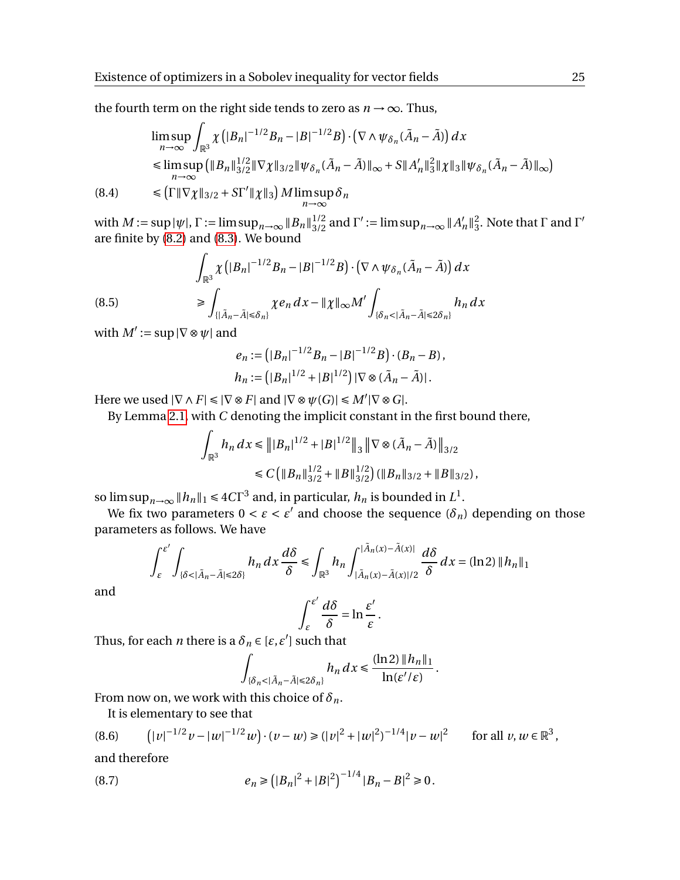the fourth term on the right side tends to zero as $n \to \infty$. Thus,

$$
\begin{aligned}
&\limsup_{n\to\infty} \int_{\mathbb{R}^3} \chi\left(|B_n|^{-1/2}B_n - |B|^{-1/2}B\right)\cdot\left(\nabla\wedge\psi_{\delta_n}(\tilde{A}_n-\tilde{A})\right)dx \\
&\leqslant \limsup_{n\to\infty}\left(\|B_n\|_{3/2}^{1/2}\|\nabla\chi\|_{3/2}\|\psi_{\delta_n}(\tilde{A}_n-\tilde{A})\|_\infty + S\|A_n'\|_3^2\|\chi\|_3\|\psi_{\delta_n}(\tilde{A}_n-\tilde{A})\|_\infty\right) \\
&\leqslant \left(\Gamma\|\nabla\chi\|_{3/2} + S\Gamma'\|\chi\|_3\right) M \limsup_{n\to\infty}\delta_n
\end{aligned} \tag{8.4}
$$

with $M := \sup|\psi|$, $\Gamma := \limsup_{n\to\infty}\|B_n\|_{3/2}^{1/2}$ and $\Gamma' := \limsup_{n\to\infty}\|A_n'\|_3^2$. Note that $\Gamma$ and $\Gamma'$ are finite by (8.2) and (8.3). We bound

$$
\begin{aligned}
&\int_{\mathbb{R}^3} \chi\left(|B_n|^{-1/2}B_n - |B|^{-1/2}B\right)\cdot\left(\nabla\wedge\psi_{\delta_n}(\tilde{A}_n-\tilde{A})\right)dx \\
&\geqslant \int_{\{|\tilde{A}_n-\tilde{A}|\leqslant\delta_n\}} \chi e_n\,dx - \|\chi\|_\infty M' \int_{\{\delta_n<|\tilde{A}_n-\tilde{A}|\leqslant 2\delta_n\}} h_n\,dx
\end{aligned} \tag{8.5}
$$

with $M' := \sup|\nabla\otimes\psi|$ and

$$
\begin{aligned}
e_n &:= \left(|B_n|^{-1/2}B_n - |B|^{-1/2}B\right)\cdot(B_n - B)\,, \\
h_n &:= \left(|B_n|^{1/2} + |B|^{1/2}\right)|\nabla\otimes(\tilde{A}_n-\tilde{A})|\,.
\end{aligned}
$$

Here we used $|\nabla\wedge F| \leqslant |\nabla\otimes F|$ and $|\nabla\otimes\psi(G)| \leqslant M'|\nabla\otimes G|$.

By Lemma 2.1, with $C$ denoting the implicit constant in the first bound there,

$$
\begin{aligned}
\int_{\mathbb{R}^3} h_n\,dx &\leqslant \left\||B_n|^{1/2} + |B|^{1/2}\right\|_3 \left\|\nabla\otimes(\tilde{A}_n-\tilde{A})\right\|_{3/2} \\
&\leqslant C\left(\|B_n\|_{3/2}^{1/2} + \|B\|_{3/2}^{1/2}\right)\left(\|B_n\|_{3/2} + \|B\|_{3/2}\right),
\end{aligned}
$$

so $\limsup_{n\to\infty}\|h_n\|_1 \leqslant 4C\Gamma^3$ and, in particular, $h_n$ is bounded in $L^1$.

We fix two parameters $0 < \varepsilon < \varepsilon'$ and choose the sequence $(\delta_n)$ depending on those parameters as follows. We have

$$
\int_\varepsilon^{\varepsilon'} \int_{\{\delta<|\tilde{A}_n-\tilde{A}|\leqslant 2\delta\}} h_n\,dx\,\frac{d\delta}{\delta} \leqslant \int_{\mathbb{R}^3} h_n \int_{|\tilde{A}_n(x)-\tilde{A}(x)|/2}^{|\tilde{A}_n(x)-\tilde{A}(x)|} \frac{d\delta}{\delta}\,dx = (\ln 2)\,\|h_n\|_1
$$

and

$$
\int_\varepsilon^{\varepsilon'} \frac{d\delta}{\delta} = \ln\frac{\varepsilon'}{\varepsilon}\,.
$$

Thus, for each $n$ there is a $\delta_n \in [\varepsilon, \varepsilon']$ such that

$$
\int_{\{\delta_n<|\tilde{A}_n-\tilde{A}|\leqslant 2\delta_n\}} h_n\,dx \leqslant \frac{(\ln 2)\,\|h_n\|_1}{\ln(\varepsilon'/\varepsilon)}\,.
$$

From now on, we work with this choice of $\delta_n$.

It is elementary to see that

$$
\left(|v|^{-1/2}v - |w|^{-1/2}w\right)\cdot(v-w) \geqslant (|v|^2+|w|^2)^{-1/4}|v-w|^2 \qquad \text{for all } v, w \in \mathbb{R}^3\,, \tag{8.6}
$$

and therefore

$$
e_n \geqslant \left(|B_n|^2 + |B|^2\right)^{-1/4}|B_n - B|^2 \geqslant 0\,. \tag{8.7}
$$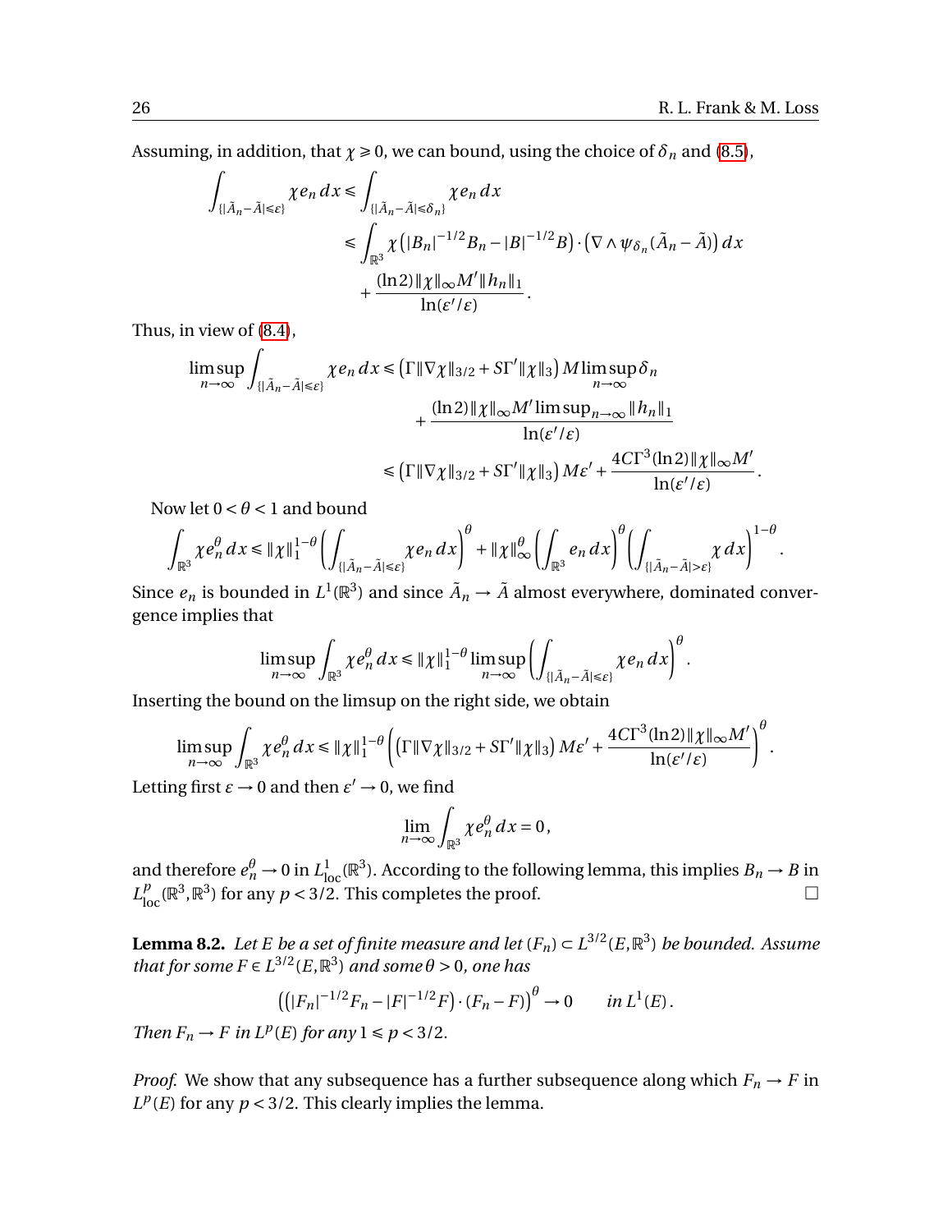Assuming, in addition, that $\chi \geqslant 0$, we can bound, using the choice of $\delta_n$ and (8.5),

$$
\begin{aligned}
\int_{\{|\tilde{A}_n - \tilde{A}| \leqslant \varepsilon\}} \chi e_n \, dx &\leqslant \int_{\{|\tilde{A}_n - \tilde{A}| \leqslant \delta_n\}} \chi e_n \, dx \\
&\leqslant \int_{\mathbb{R}^3} \chi \left( |B_n|^{-1/2} B_n - |B|^{-1/2} B \right) \cdot \left( \nabla \wedge \psi_{\delta_n}(\tilde{A}_n - \tilde{A}) \right) dx \\
&\quad + \frac{(\ln 2) \|\chi\|_\infty M' \|h_n\|_1}{\ln(\varepsilon'/\varepsilon)} .
\end{aligned}
$$

Thus, in view of (8.4),

$$
\begin{aligned}
\limsup_{n\to\infty} \int_{\{|\tilde{A}_n - \tilde{A}| \leqslant \varepsilon\}} \chi e_n \, dx &\leqslant \left( \Gamma \|\nabla \chi\|_{3/2} + S\Gamma' \|\chi\|_3 \right) M \limsup_{n\to\infty} \delta_n \\
&\quad + \frac{(\ln 2) \|\chi\|_\infty M' \limsup_{n\to\infty} \|h_n\|_1}{\ln(\varepsilon'/\varepsilon)} \\
&\leqslant \left( \Gamma \|\nabla \chi\|_{3/2} + S\Gamma' \|\chi\|_3 \right) M \varepsilon' + \frac{4C\Gamma^3 (\ln 2) \|\chi\|_\infty M'}{\ln(\varepsilon'/\varepsilon)} .
\end{aligned}
$$

Now let $0 < \theta < 1$ and bound

$$
\int_{\mathbb{R}^3} \chi e_n^\theta \, dx \leqslant \|\chi\|_1^{1-\theta} \left( \int_{\{|\tilde{A}_n - \tilde{A}| \leqslant \varepsilon\}} \chi e_n \, dx \right)^\theta + \|\chi\|_\infty^\theta \left( \int_{\mathbb{R}^3} e_n \, dx \right)^\theta \left( \int_{\{|\tilde{A}_n - \tilde{A}| > \varepsilon\}} \chi \, dx \right)^{1-\theta} .
$$

Since $e_n$ is bounded in $L^1(\mathbb{R}^3)$ and since $\tilde{A}_n \to \tilde{A}$ almost everywhere, dominated convergence implies that

$$
\limsup_{n\to\infty} \int_{\mathbb{R}^3} \chi e_n^\theta \, dx \leqslant \|\chi\|_1^{1-\theta} \limsup_{n\to\infty} \left( \int_{\{|\tilde{A}_n - \tilde{A}| \leqslant \varepsilon\}} \chi e_n \, dx \right)^\theta .
$$

Inserting the bound on the limsup on the right side, we obtain

$$
\limsup_{n\to\infty} \int_{\mathbb{R}^3} \chi e_n^\theta \, dx \leqslant \|\chi\|_1^{1-\theta} \left( \left( \Gamma \|\nabla \chi\|_{3/2} + S\Gamma' \|\chi\|_3 \right) M \varepsilon' + \frac{4C\Gamma^3 (\ln 2) \|\chi\|_\infty M'}{\ln(\varepsilon'/\varepsilon)} \right)^\theta .
$$

Letting first $\varepsilon \to 0$ and then $\varepsilon' \to 0$, we find

$$
\lim_{n\to\infty} \int_{\mathbb{R}^3} \chi e_n^\theta \, dx = 0 ,
$$

and therefore $e_n^\theta \to 0$ in $L^1_{\mathrm{loc}}(\mathbb{R}^3)$. According to the following lemma, this implies $B_n \to B$ in $L^p_{\mathrm{loc}}(\mathbb{R}^3, \mathbb{R}^3)$ for any $p < 3/2$. This completes the proof. □

**Lemma 8.2.** *Let $E$ be a set of finite measure and let $(F_n) \subset L^{3/2}(E, \mathbb{R}^3)$ be bounded. Assume that for some $F \in L^{3/2}(E, \mathbb{R}^3)$ and some $\theta > 0$, one has*

$$
\left( \left( |F_n|^{-1/2} F_n - |F|^{-1/2} F \right) \cdot (F_n - F) \right)^\theta \to 0 \qquad \text{in } L^1(E) .
$$

*Then $F_n \to F$ in $L^p(E)$ for any $1 \leqslant p < 3/2$.*

*Proof.* We show that any subsequence has a further subsequence along which $F_n \to F$ in $L^p(E)$ for any $p < 3/2$. This clearly implies the lemma.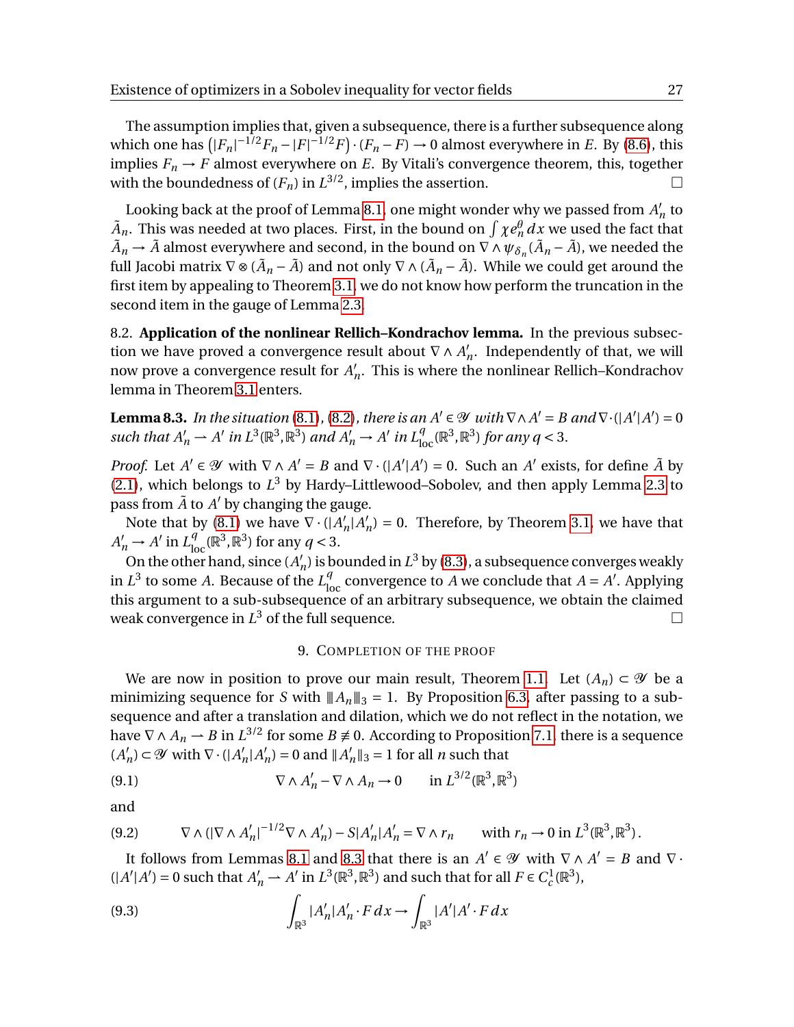The assumption implies that, given a subsequence, there is a further subsequence along which one has $\left(|F_n|^{-1/2}F_n - |F|^{-1/2}F\right)\cdot(F_n - F) \to 0$ almost everywhere in $E$. By (8.6), this implies $F_n \to F$ almost everywhere on $E$. By Vitali's convergence theorem, this, together with the boundedness of $(F_n)$ in $L^{3/2}$, implies the assertion. □

Looking back at the proof of Lemma 8.1, one might wonder why we passed from $A_n'$ to $\tilde{A}_n$. This was needed at two places. First, in the bound on $\int \chi e_n^\theta \, dx$ we used the fact that $\tilde{A}_n \to \tilde{A}$ almost everywhere and second, in the bound on $\nabla \wedge \psi_{\delta_n}(\tilde{A}_n - \tilde{A})$, we needed the full Jacobi matrix $\nabla \otimes (\tilde{A}_n - \tilde{A})$ and not only $\nabla \wedge (\tilde{A}_n - \tilde{A})$. While we could get around the first item by appealing to Theorem 3.1, we do not know how perform the truncation in the second item in the gauge of Lemma 2.3.

8.2. **Application of the nonlinear Rellich–Kondrachov lemma.** In the previous subsection we have proved a convergence result about $\nabla \wedge A_n'$. Independently of that, we will now prove a convergence result for $A_n'$. This is where the nonlinear Rellich–Kondrachov lemma in Theorem 3.1 enters.

**Lemma 8.3.** *In the situation* (8.1)*,* (8.2)*, there is an $A' \in \mathscr{Y}$ with $\nabla \wedge A' = B$ and $\nabla \cdot (|A'|A') = 0$ such that $A_n' \rightharpoonup A'$ in $L^3(\mathbb{R}^3, \mathbb{R}^3)$ and $A_n' \to A'$ in $L^q_{\mathrm{loc}}(\mathbb{R}^3, \mathbb{R}^3)$ for any $q < 3$.*

*Proof.* Let $A' \in \mathscr{Y}$ with $\nabla \wedge A' = B$ and $\nabla \cdot (|A'|A') = 0$. Such an $A'$ exists, for define $\tilde{A}$ by (2.1), which belongs to $L^3$ by Hardy–Littlewood–Sobolev, and then apply Lemma 2.3 to pass from $\tilde{A}$ to $A'$ by changing the gauge.

Note that by (8.1) we have $\nabla \cdot (|A_n'|A_n') = 0$. Therefore, by Theorem 3.1, we have that $A_n' \to A'$ in $L^q_{\mathrm{loc}}(\mathbb{R}^3, \mathbb{R}^3)$ for any $q < 3$.

On the other hand, since $(A_n')$ is bounded in $L^3$ by (8.3), a subsequence converges weakly in $L^3$ to some $A$. Because of the $L^q_{\mathrm{loc}}$ convergence to $A$ we conclude that $A = A'$. Applying this argument to a sub-subsequence of an arbitrary subsequence, we obtain the claimed weak convergence in $L^3$ of the full sequence. □

## 9. Completion of the proof

We are now in position to prove our main result, Theorem 1.1. Let $(A_n) \subset \mathscr{Y}$ be a minimizing sequence for $S$ with $|||A_n|||_3 = 1$. By Proposition 6.3, after passing to a subsequence and after a translation and dilation, which we do not reflect in the notation, we have $\nabla \wedge A_n \rightharpoonup B$ in $L^{3/2}$ for some $B \not\equiv 0$. According to Proposition 7.1, there is a sequence $(A_n') \subset \mathscr{Y}$ with $\nabla \cdot (|A_n'|A_n') = 0$ and $\|A_n'\|_3 = 1$ for all $n$ such that

$$\nabla \wedge A_n' - \nabla \wedge A_n \to 0 \qquad \text{in } L^{3/2}(\mathbb{R}^3, \mathbb{R}^3) \tag{9.1}$$

and

$$\nabla \wedge (|\nabla \wedge A_n'|^{-1/2} \nabla \wedge A_n') - S|A_n'|A_n' = \nabla \wedge r_n \qquad \text{with } r_n \to 0 \text{ in } L^3(\mathbb{R}^3, \mathbb{R}^3)\,. \tag{9.2}$$

It follows from Lemmas 8.1 and 8.3 that there is an $A' \in \mathscr{Y}$ with $\nabla \wedge A' = B$ and $\nabla \cdot (|A'|A') = 0$ such that $A_n' \rightharpoonup A'$ in $L^3(\mathbb{R}^3, \mathbb{R}^3)$ and such that for all $F \in C^1_c(\mathbb{R}^3)$,

$$\int_{\mathbb{R}^3} |A_n'|A_n' \cdot F \, dx \to \int_{\mathbb{R}^3} |A'|A' \cdot F \, dx \tag{9.3}$$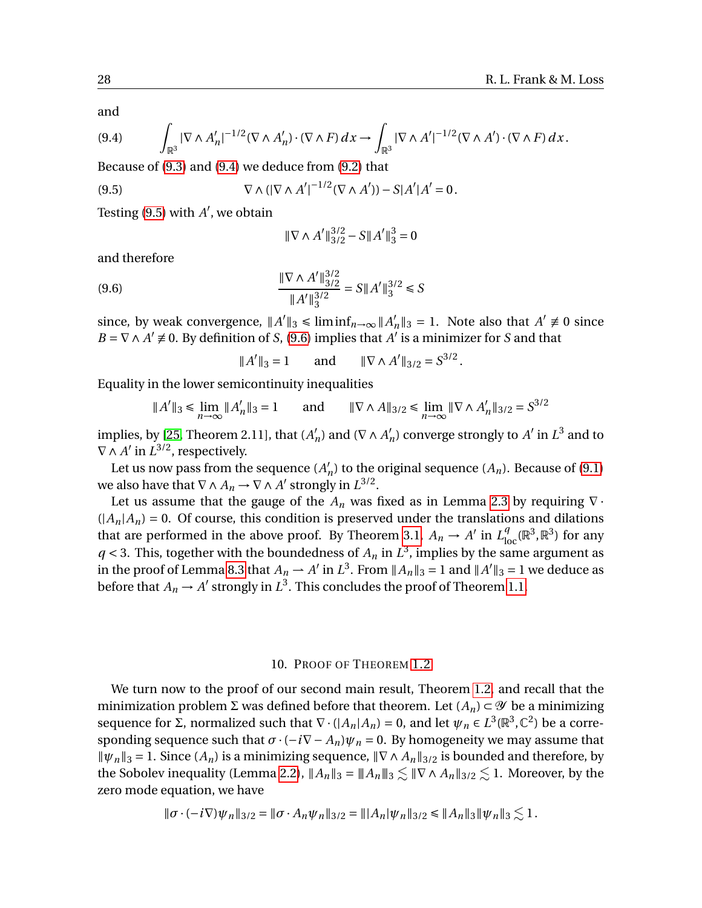and

$$\int_{\mathbb{R}^3} |\nabla \wedge A_n'|^{-1/2}(\nabla \wedge A_n') \cdot (\nabla \wedge F)\, dx \to \int_{\mathbb{R}^3} |\nabla \wedge A'|^{-1/2}(\nabla \wedge A') \cdot (\nabla \wedge F)\, dx. \tag{9.4}$$

Because of (9.3) and (9.4) we deduce from (9.2) that

$$\nabla \wedge (|\nabla \wedge A'|^{-1/2}(\nabla \wedge A')) - S|A'|A' = 0. \tag{9.5}$$

Testing (9.5) with $A'$, we obtain

$$\|\nabla \wedge A'\|_{3/2}^{3/2} - S\|A'\|_3^3 = 0$$

and therefore

$$\frac{\|\nabla \wedge A'\|_{3/2}^{3/2}}{\|A'\|_3^{3/2}} = S\|A'\|_3^{3/2} \leqslant S \tag{9.6}$$

since, by weak convergence, $\|A'\|_3 \leqslant \liminf_{n\to\infty} \|A_n'\|_3 = 1$. Note also that $A' \not\equiv 0$ since $B = \nabla \wedge A' \not\equiv 0$. By definition of $S$, (9.6) implies that $A'$ is a minimizer for $S$ and that

$$\|A'\|_3 = 1 \qquad \text{and} \qquad \|\nabla \wedge A'\|_{3/2} = S^{3/2}.$$

Equality in the lower semicontinuity inequalities

$$\|A'\|_3 \leqslant \lim_{n\to\infty} \|A_n'\|_3 = 1 \qquad \text{and} \qquad \|\nabla \wedge A\|_{3/2} \leqslant \lim_{n\to\infty} \|\nabla \wedge A_n'\|_{3/2} = S^{3/2}$$

implies, by [25, Theorem 2.11], that $(A_n')$ and $(\nabla \wedge A_n')$ converge strongly to $A'$ in $L^3$ and to $\nabla \wedge A'$ in $L^{3/2}$, respectively.

Let us now pass from the sequence $(A_n')$ to the original sequence $(A_n)$. Because of (9.1) we also have that $\nabla \wedge A_n \to \nabla \wedge A'$ strongly in $L^{3/2}$.

Let us assume that the gauge of the $A_n$ was fixed as in Lemma 2.3 by requiring $\nabla \cdot (|A_n|A_n) = 0$. Of course, this condition is preserved under the translations and dilations that are performed in the above proof. By Theorem 3.1, $A_n \to A'$ in $L^q_{\mathrm{loc}}(\mathbb{R}^3, \mathbb{R}^3)$ for any $q < 3$. This, together with the boundedness of $A_n$ in $L^3$, implies by the same argument as in the proof of Lemma 8.3 that $A_n \rightharpoonup A'$ in $L^3$. From $\|A_n\|_3 = 1$ and $\|A'\|_3 = 1$ we deduce as before that $A_n \to A'$ strongly in $L^3$. This concludes the proof of Theorem 1.1.

## 10. Proof of Theorem 1.2

We turn now to the proof of our second main result, Theorem 1.2, and recall that the minimization problem $\Sigma$ was defined before that theorem. Let $(A_n) \subset \mathcal{Y}$ be a minimizing sequence for $\Sigma$, normalized such that $\nabla \cdot (|A_n|A_n) = 0$, and let $\psi_n \in L^3(\mathbb{R}^3, \mathbb{C}^2)$ be a corresponding sequence such that $\sigma \cdot (-i\nabla - A_n)\psi_n = 0$. By homogeneity we may assume that $\|\psi_n\|_3 = 1$. Since $(A_n)$ is a minimizing sequence, $\|\nabla \wedge A_n\|_{3/2}$ is bounded and therefore, by the Sobolev inequality (Lemma 2.2), $\|A_n\|_3 = \|\!|A_n|\!\|_3 \lesssim \|\nabla \wedge A_n\|_{3/2} \lesssim 1$. Moreover, by the zero mode equation, we have

$$\|\sigma \cdot (-i\nabla)\psi_n\|_{3/2} = \|\sigma \cdot A_n \psi_n\|_{3/2} = \||A_n|\psi_n\|_{3/2} \leqslant \|A_n\|_3 \|\psi_n\|_3 \lesssim 1.$$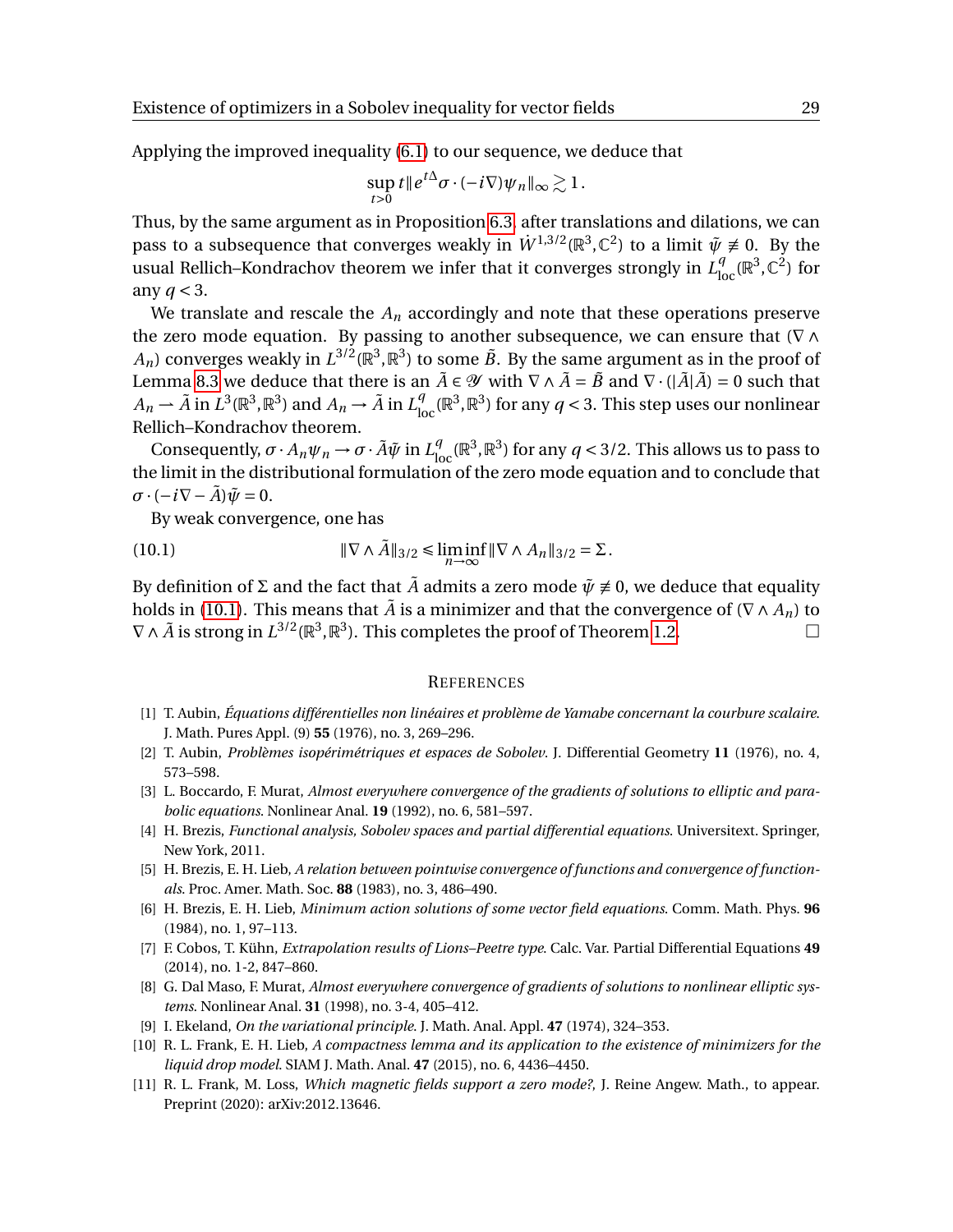Applying the improved inequality (6.1) to our sequence, we deduce that

$$\sup_{t>0} t \| e^{t\Delta} \sigma \cdot (-i\nabla)\psi_n \|_\infty \gtrsim 1 .$$

Thus, by the same argument as in Proposition 6.3, after translations and dilations, we can pass to a subsequence that converges weakly in $\dot W^{1,3/2}(\mathbb{R}^3, \mathbb{C}^2)$ to a limit $\tilde\psi \not\equiv 0$. By the usual Rellich–Kondrachov theorem we infer that it converges strongly in $L^q_{\rm loc}(\mathbb{R}^3, \mathbb{C}^2)$ for any $q < 3$.

We translate and rescale the $A_n$ accordingly and note that these operations preserve the zero mode equation. By passing to another subsequence, we can ensure that $(\nabla \wedge A_n)$ converges weakly in $L^{3/2}(\mathbb{R}^3, \mathbb{R}^3)$ to some $\tilde B$. By the same argument as in the proof of Lemma 8.3 we deduce that there is an $\tilde A \in \mathscr{Y}$ with $\nabla \wedge \tilde A = \tilde B$ and $\nabla \cdot (|\tilde A| \tilde A) = 0$ such that $A_n \rightharpoonup \tilde A$ in $L^3(\mathbb{R}^3, \mathbb{R}^3)$ and $A_n \to \tilde A$ in $L^q_{\rm loc}(\mathbb{R}^3, \mathbb{R}^3)$ for any $q < 3$. This step uses our nonlinear Rellich–Kondrachov theorem.

Consequently, $\sigma \cdot A_n \psi_n \to \sigma \cdot \tilde A \tilde\psi$ in $L^q_{\rm loc}(\mathbb{R}^3, \mathbb{R}^3)$ for any $q < 3/2$. This allows us to pass to the limit in the distributional formulation of the zero mode equation and to conclude that $\sigma \cdot (-i\nabla - \tilde A)\tilde\psi = 0$.

By weak convergence, one has

$$\|\nabla \wedge \tilde A\|_{3/2} \leq \liminf_{n\to\infty} \|\nabla \wedge A_n\|_{3/2} = \Sigma . \tag{10.1}$$

By definition of $\Sigma$ and the fact that $\tilde A$ admits a zero mode $\tilde\psi \not\equiv 0$, we deduce that equality holds in (10.1). This means that $\tilde A$ is a minimizer and that the convergence of $(\nabla \wedge A_n)$ to $\nabla \wedge \tilde A$ is strong in $L^{3/2}(\mathbb{R}^3, \mathbb{R}^3)$. This completes the proof of Theorem 1.2. □

## References

[1] T. Aubin, *Équations différentielles non linéaires et problème de Yamabe concernant la courbure scalaire*. J. Math. Pures Appl. (9) **55** (1976), no. 3, 269–296.

[2] T. Aubin, *Problèmes isopérimétriques et espaces de Sobolev*. J. Differential Geometry **11** (1976), no. 4, 573–598.

[3] L. Boccardo, F. Murat, *Almost everywhere convergence of the gradients of solutions to elliptic and parabolic equations*. Nonlinear Anal. **19** (1992), no. 6, 581–597.

[4] H. Brezis, *Functional analysis, Sobolev spaces and partial differential equations*. Universitext. Springer, New York, 2011.

[5] H. Brezis, E. H. Lieb, *A relation between pointwise convergence of functions and convergence of functionals*. Proc. Amer. Math. Soc. **88** (1983), no. 3, 486–490.

[6] H. Brezis, E. H. Lieb, *Minimum action solutions of some vector field equations*. Comm. Math. Phys. **96** (1984), no. 1, 97–113.

[7] F. Cobos, T. Kühn, *Extrapolation results of Lions–Peetre type*. Calc. Var. Partial Differential Equations **49** (2014), no. 1-2, 847–860.

[8] G. Dal Maso, F. Murat, *Almost everywhere convergence of gradients of solutions to nonlinear elliptic systems*. Nonlinear Anal. **31** (1998), no. 3-4, 405–412.

[9] I. Ekeland, *On the variational principle*. J. Math. Anal. Appl. **47** (1974), 324–353.

[10] R. L. Frank, E. H. Lieb, *A compactness lemma and its application to the existence of minimizers for the liquid drop model*. SIAM J. Math. Anal. **47** (2015), no. 6, 4436–4450.

[11] R. L. Frank, M. Loss, *Which magnetic fields support a zero mode?*, J. Reine Angew. Math., to appear. Preprint (2020): arXiv:2012.13646.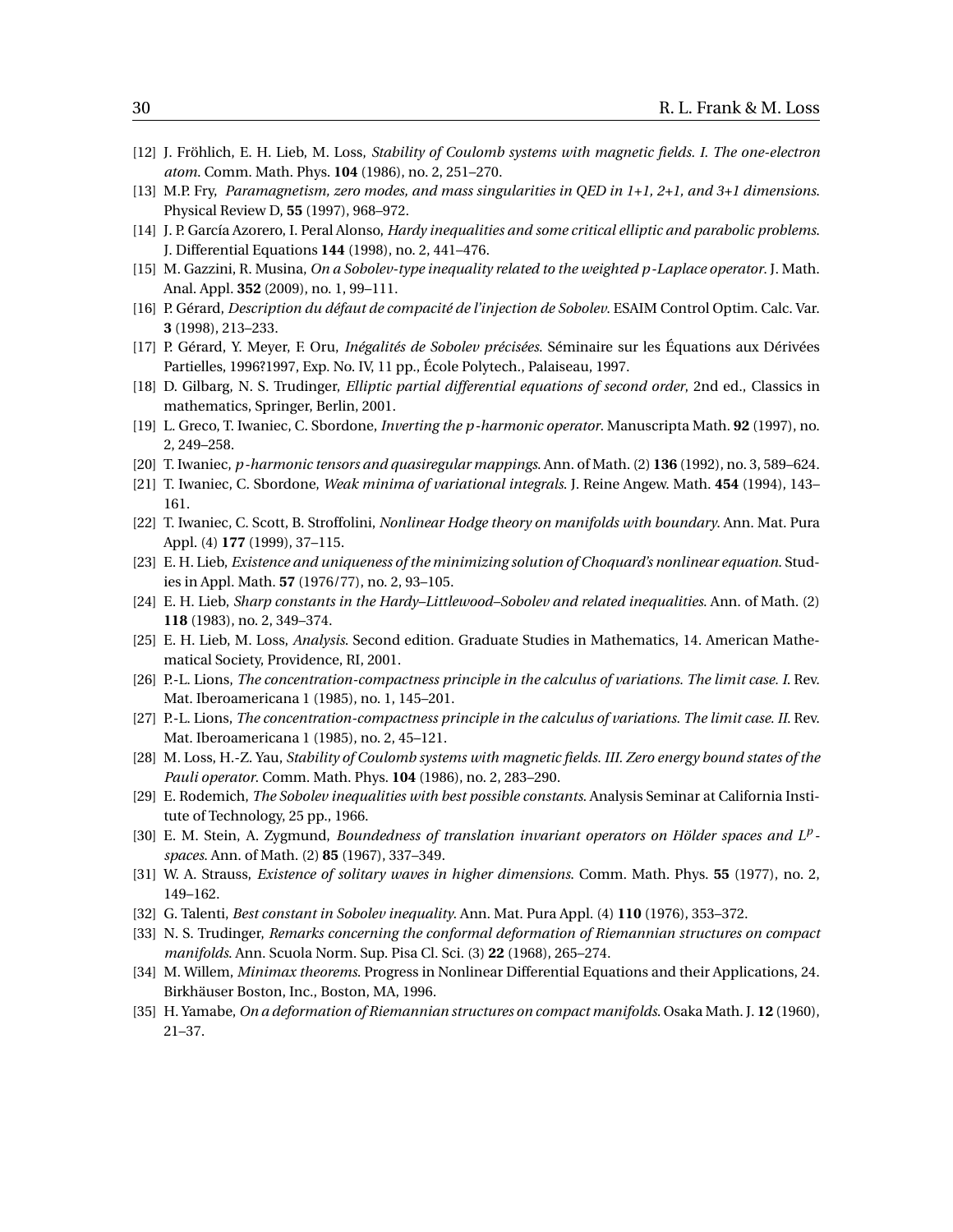[12] J. Fröhlich, E. H. Lieb, M. Loss, *Stability of Coulomb systems with magnetic fields. I. The one-electron atom*. Comm. Math. Phys. **104** (1986), no. 2, 251–270.

[13] M.P. Fry, *Paramagnetism, zero modes, and mass singularities in QED in 1+1, 2+1, and 3+1 dimensions*. Physical Review D, **55** (1997), 968–972.

[14] J. P. García Azorero, I. Peral Alonso, *Hardy inequalities and some critical elliptic and parabolic problems*. J. Differential Equations **144** (1998), no. 2, 441–476.

[15] M. Gazzini, R. Musina, *On a Sobolev-type inequality related to the weighted $p$-Laplace operator*. J. Math. Anal. Appl. **352** (2009), no. 1, 99–111.

[16] P. Gérard, *Description du défaut de compacité de l'injection de Sobolev*. ESAIM Control Optim. Calc. Var. **3** (1998), 213–233.

[17] P. Gérard, Y. Meyer, F. Oru, *Inégalités de Sobolev précisées*. Séminaire sur les Équations aux Dérivées Partielles, 1996?1997, Exp. No. IV, 11 pp., École Polytech., Palaiseau, 1997.

[18] D. Gilbarg, N. S. Trudinger, *Elliptic partial differential equations of second order*, 2nd ed., Classics in mathematics, Springer, Berlin, 2001.

[19] L. Greco, T. Iwaniec, C. Sbordone, *Inverting the $p$-harmonic operator*. Manuscripta Math. **92** (1997), no. 2, 249–258.

[20] T. Iwaniec, *$p$-harmonic tensors and quasiregular mappings*. Ann. of Math. (2) **136** (1992), no. 3, 589–624.

[21] T. Iwaniec, C. Sbordone, *Weak minima of variational integrals*. J. Reine Angew. Math. **454** (1994), 143–161.

[22] T. Iwaniec, C. Scott, B. Stroffolini, *Nonlinear Hodge theory on manifolds with boundary*. Ann. Mat. Pura Appl. (4) **177** (1999), 37–115.

[23] E. H. Lieb, *Existence and uniqueness of the minimizing solution of Choquard's nonlinear equation*. Studies in Appl. Math. **57** (1976/77), no. 2, 93–105.

[24] E. H. Lieb, *Sharp constants in the Hardy–Littlewood–Sobolev and related inequalities*. Ann. of Math. (2) **118** (1983), no. 2, 349–374.

[25] E. H. Lieb, M. Loss, *Analysis*. Second edition. Graduate Studies in Mathematics, 14. American Mathematical Society, Providence, RI, 2001.

[26] P.-L. Lions, *The concentration-compactness principle in the calculus of variations. The limit case. I*. Rev. Mat. Iberoamericana 1 (1985), no. 1, 145–201.

[27] P.-L. Lions, *The concentration-compactness principle in the calculus of variations. The limit case. II*. Rev. Mat. Iberoamericana 1 (1985), no. 2, 45–121.

[28] M. Loss, H.-Z. Yau, *Stability of Coulomb systems with magnetic fields. III. Zero energy bound states of the Pauli operator*. Comm. Math. Phys. **104** (1986), no. 2, 283–290.

[29] E. Rodemich, *The Sobolev inequalities with best possible constants*. Analysis Seminar at California Institute of Technology, 25 pp., 1966.

[30] E. M. Stein, A. Zygmund, *Boundedness of translation invariant operators on Hölder spaces and $L^p$-spaces*. Ann. of Math. (2) **85** (1967), 337–349.

[31] W. A. Strauss, *Existence of solitary waves in higher dimensions*. Comm. Math. Phys. **55** (1977), no. 2, 149–162.

[32] G. Talenti, *Best constant in Sobolev inequality*. Ann. Mat. Pura Appl. (4) **110** (1976), 353–372.

[33] N. S. Trudinger, *Remarks concerning the conformal deformation of Riemannian structures on compact manifolds*. Ann. Scuola Norm. Sup. Pisa Cl. Sci. (3) **22** (1968), 265–274.

[34] M. Willem, *Minimax theorems*. Progress in Nonlinear Differential Equations and their Applications, 24. Birkhäuser Boston, Inc., Boston, MA, 1996.

[35] H. Yamabe, *On a deformation of Riemannian structures on compact manifolds*. Osaka Math. J. **12** (1960), 21–37.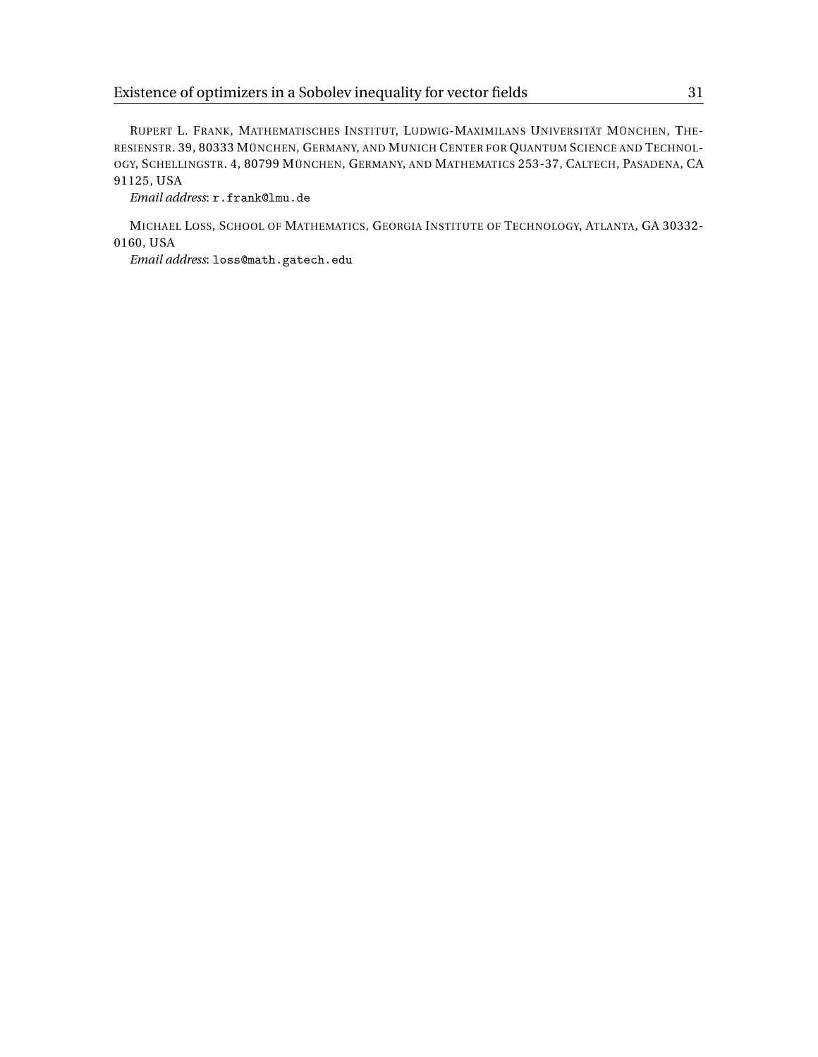Rupert L. Frank, Mathematisches Institut, Ludwig-Maximilans Universität München, Theresienstr. 39, 80333 München, Germany, and Munich Center for Quantum Science and Technology, Schellingstr. 4, 80799 München, Germany, and Mathematics 253-37, Caltech, Pasadena, CA 91125, USA

*Email address*: r.frank@lmu.de

Michael Loss, School of Mathematics, Georgia Institute of Technology, Atlanta, GA 30332-0160, USA

*Email address*: loss@math.gatech.edu